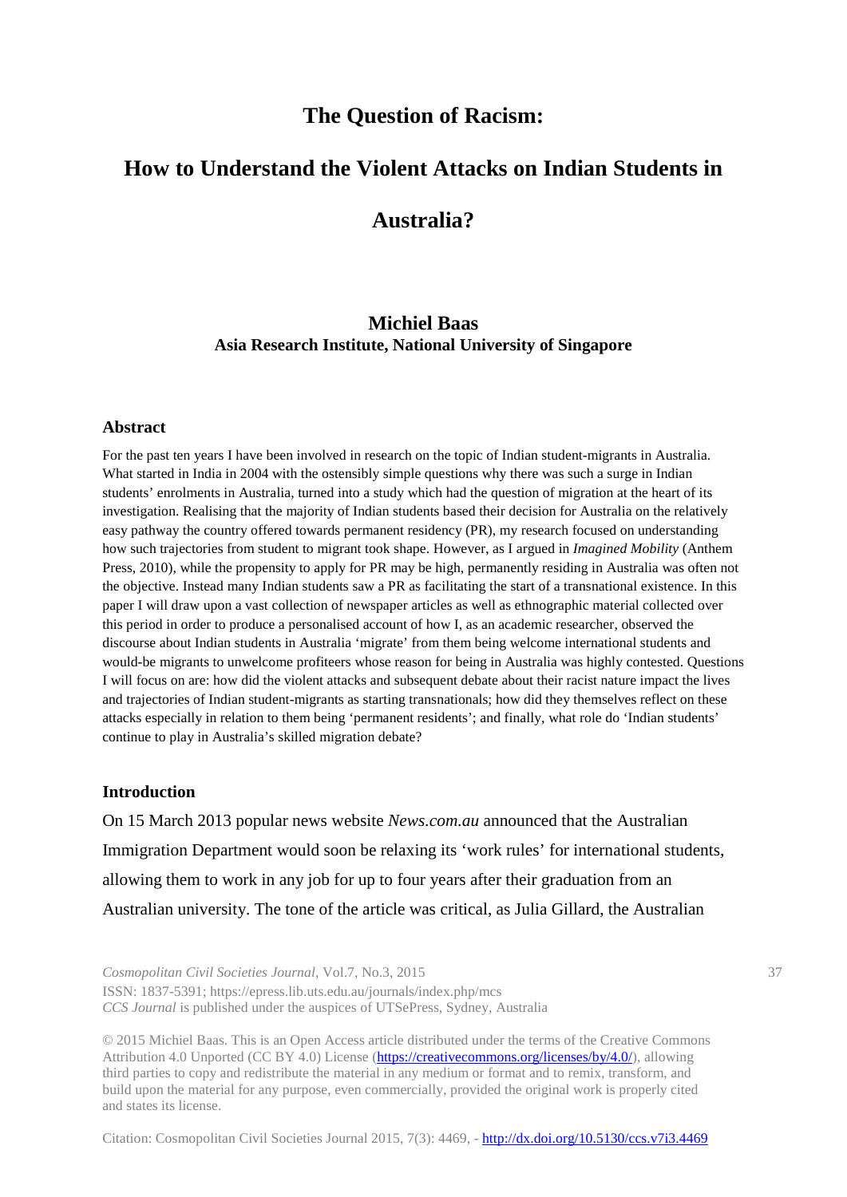# The Question of Racism:

# How to Understand the Violent Attacks on Indian Students in Australia?

**Michiel Baas**
**Asia Research Institute, National University of Singapore**

## Abstract

For the past ten years I have been involved in research on the topic of Indian student-migrants in Australia. What started in India in 2004 with the ostensibly simple questions why there was such a surge in Indian students' enrolments in Australia, turned into a study which had the question of migration at the heart of its investigation. Realising that the majority of Indian students based their decision for Australia on the relatively easy pathway the country offered towards permanent residency (PR), my research focused on understanding how such trajectories from student to migrant took shape. However, as I argued in *Imagined Mobility* (Anthem Press, 2010), while the propensity to apply for PR may be high, permanently residing in Australia was often not the objective. Instead many Indian students saw a PR as facilitating the start of a transnational existence. In this paper I will draw upon a vast collection of newspaper articles as well as ethnographic material collected over this period in order to produce a personalised account of how I, as an academic researcher, observed the discourse about Indian students in Australia 'migrate' from them being welcome international students and would-be migrants to unwelcome profiteers whose reason for being in Australia was highly contested. Questions I will focus on are: how did the violent attacks and subsequent debate about their racist nature impact the lives and trajectories of Indian student-migrants as starting transnationals; how did they themselves reflect on these attacks especially in relation to them being 'permanent residents'; and finally, what role do 'Indian students' continue to play in Australia's skilled migration debate?

## Introduction

On 15 March 2013 popular news website *News.com.au* announced that the Australian Immigration Department would soon be relaxing its 'work rules' for international students, allowing them to work in any job for up to four years after their graduation from an Australian university. The tone of the article was critical, as Julia Gillard, the Australian

ISSN: 1837-5391; https://epress.lib.uts.edu.au/journals/index.php/mcs
*CCS Journal* is published under the auspices of UTSePress, Sydney, Australia

© 2015 Michiel Baas. This is an Open Access article distributed under the terms of the Creative Commons Attribution 4.0 Unported (CC BY 4.0) License (https://creativecommons.org/licenses/by/4.0/), allowing third parties to copy and redistribute the material in any medium or format and to remix, transform, and build upon the material for any purpose, even commercially, provided the original work is properly cited and states its license.

Citation: Cosmopolitan Civil Societies Journal 2015, 7(3): 4469, - http://dx.doi.org/10.5130/ccs.v7i3.4469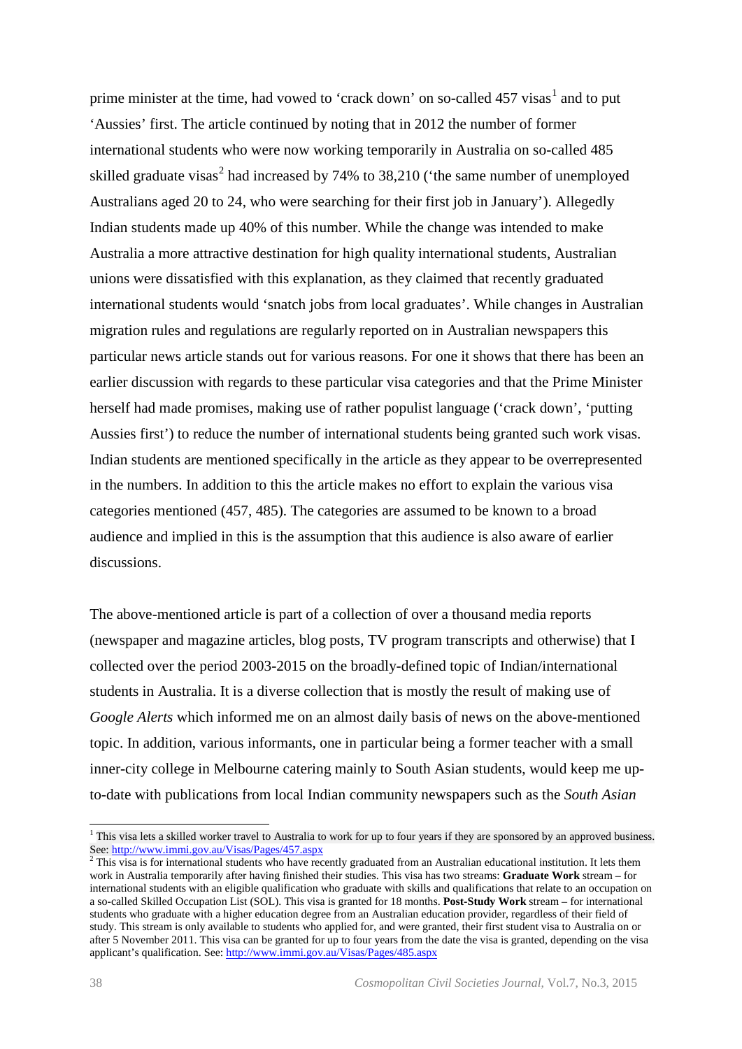prime minister at the time, had vowed to 'crack down' on so-called 457 visas[1] and to put 'Aussies' first. The article continued by noting that in 2012 the number of former international students who were now working temporarily in Australia on so-called 485 skilled graduate visas[2] had increased by 74% to 38,210 ('the same number of unemployed Australians aged 20 to 24, who were searching for their first job in January'). Allegedly Indian students made up 40% of this number. While the change was intended to make Australia a more attractive destination for high quality international students, Australian unions were dissatisfied with this explanation, as they claimed that recently graduated international students would 'snatch jobs from local graduates'. While changes in Australian migration rules and regulations are regularly reported on in Australian newspapers this particular news article stands out for various reasons. For one it shows that there has been an earlier discussion with regards to these particular visa categories and that the Prime Minister herself had made promises, making use of rather populist language ('crack down', 'putting Aussies first') to reduce the number of international students being granted such work visas. Indian students are mentioned specifically in the article as they appear to be overrepresented in the numbers. In addition to this the article makes no effort to explain the various visa categories mentioned (457, 485). The categories are assumed to be known to a broad audience and implied in this is the assumption that this audience is also aware of earlier discussions.

The above-mentioned article is part of a collection of over a thousand media reports (newspaper and magazine articles, blog posts, TV program transcripts and otherwise) that I collected over the period 2003-2015 on the broadly-defined topic of Indian/international students in Australia. It is a diverse collection that is mostly the result of making use of *Google Alerts* which informed me on an almost daily basis of news on the above-mentioned topic. In addition, various informants, one in particular being a former teacher with a small inner-city college in Melbourne catering mainly to South Asian students, would keep me up-to-date with publications from local Indian community newspapers such as the *South Asian*

---

[1] This visa lets a skilled worker travel to Australia to work for up to four years if they are sponsored by an approved business. See: http://www.immi.gov.au/Visas/Pages/457.aspx

[2] This visa is for international students who have recently graduated from an Australian educational institution. It lets them work in Australia temporarily after having finished their studies. This visa has two streams: **Graduate Work** stream – for international students with an eligible qualification who graduate with skills and qualifications that relate to an occupation on a so-called Skilled Occupation List (SOL). This visa is granted for 18 months. **Post-Study Work** stream – for international students who graduate with a higher education degree from an Australian education provider, regardless of their field of study. This stream is only available to students who applied for, and were granted, their first student visa to Australia on or after 5 November 2011. This visa can be granted for up to four years from the date the visa is granted, depending on the visa applicant's qualification. See: http://www.immi.gov.au/Visas/Pages/485.aspx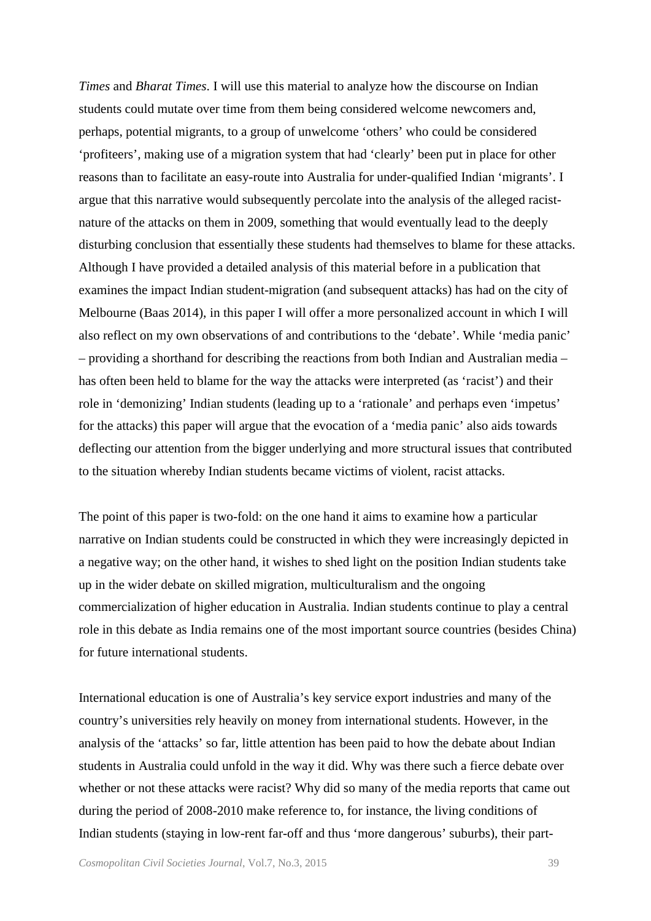*Times* and *Bharat Times*. I will use this material to analyze how the discourse on Indian students could mutate over time from them being considered welcome newcomers and, perhaps, potential migrants, to a group of unwelcome 'others' who could be considered 'profiteers', making use of a migration system that had 'clearly' been put in place for other reasons than to facilitate an easy-route into Australia for under-qualified Indian 'migrants'. I argue that this narrative would subsequently percolate into the analysis of the alleged racist-nature of the attacks on them in 2009, something that would eventually lead to the deeply disturbing conclusion that essentially these students had themselves to blame for these attacks. Although I have provided a detailed analysis of this material before in a publication that examines the impact Indian student-migration (and subsequent attacks) has had on the city of Melbourne (Baas 2014), in this paper I will offer a more personalized account in which I will also reflect on my own observations of and contributions to the 'debate'. While 'media panic' – providing a shorthand for describing the reactions from both Indian and Australian media – has often been held to blame for the way the attacks were interpreted (as 'racist') and their role in 'demonizing' Indian students (leading up to a 'rationale' and perhaps even 'impetus' for the attacks) this paper will argue that the evocation of a 'media panic' also aids towards deflecting our attention from the bigger underlying and more structural issues that contributed to the situation whereby Indian students became victims of violent, racist attacks.

The point of this paper is two-fold: on the one hand it aims to examine how a particular narrative on Indian students could be constructed in which they were increasingly depicted in a negative way; on the other hand, it wishes to shed light on the position Indian students take up in the wider debate on skilled migration, multiculturalism and the ongoing commercialization of higher education in Australia. Indian students continue to play a central role in this debate as India remains one of the most important source countries (besides China) for future international students.

International education is one of Australia's key service export industries and many of the country's universities rely heavily on money from international students. However, in the analysis of the 'attacks' so far, little attention has been paid to how the debate about Indian students in Australia could unfold in the way it did. Why was there such a fierce debate over whether or not these attacks were racist? Why did so many of the media reports that came out during the period of 2008-2010 make reference to, for instance, the living conditions of Indian students (staying in low-rent far-off and thus 'more dangerous' suburbs), their part-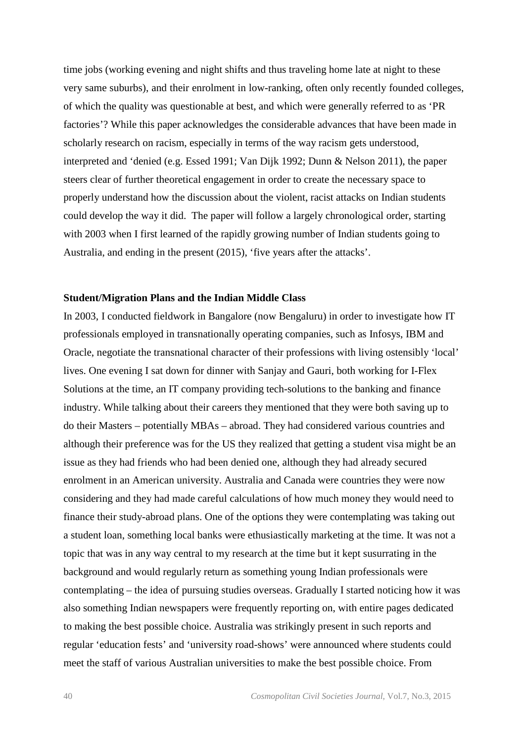time jobs (working evening and night shifts and thus traveling home late at night to these very same suburbs), and their enrolment in low-ranking, often only recently founded colleges, of which the quality was questionable at best, and which were generally referred to as 'PR factories'? While this paper acknowledges the considerable advances that have been made in scholarly research on racism, especially in terms of the way racism gets understood, interpreted and 'denied (e.g. Essed 1991; Van Dijk 1992; Dunn & Nelson 2011), the paper steers clear of further theoretical engagement in order to create the necessary space to properly understand how the discussion about the violent, racist attacks on Indian students could develop the way it did. The paper will follow a largely chronological order, starting with 2003 when I first learned of the rapidly growing number of Indian students going to Australia, and ending in the present (2015), 'five years after the attacks'.

## Student/Migration Plans and the Indian Middle Class

In 2003, I conducted fieldwork in Bangalore (now Bengaluru) in order to investigate how IT professionals employed in transnationally operating companies, such as Infosys, IBM and Oracle, negotiate the transnational character of their professions with living ostensibly 'local' lives. One evening I sat down for dinner with Sanjay and Gauri, both working for I-Flex Solutions at the time, an IT company providing tech-solutions to the banking and finance industry. While talking about their careers they mentioned that they were both saving up to do their Masters – potentially MBAs – abroad. They had considered various countries and although their preference was for the US they realized that getting a student visa might be an issue as they had friends who had been denied one, although they had already secured enrolment in an American university. Australia and Canada were countries they were now considering and they had made careful calculations of how much money they would need to finance their study-abroad plans. One of the options they were contemplating was taking out a student loan, something local banks were ethusiastically marketing at the time. It was not a topic that was in any way central to my research at the time but it kept susurrating in the background and would regularly return as something young Indian professionals were contemplating – the idea of pursuing studies overseas. Gradually I started noticing how it was also something Indian newspapers were frequently reporting on, with entire pages dedicated to making the best possible choice. Australia was strikingly present in such reports and regular 'education fests' and 'university road-shows' were announced where students could meet the staff of various Australian universities to make the best possible choice. From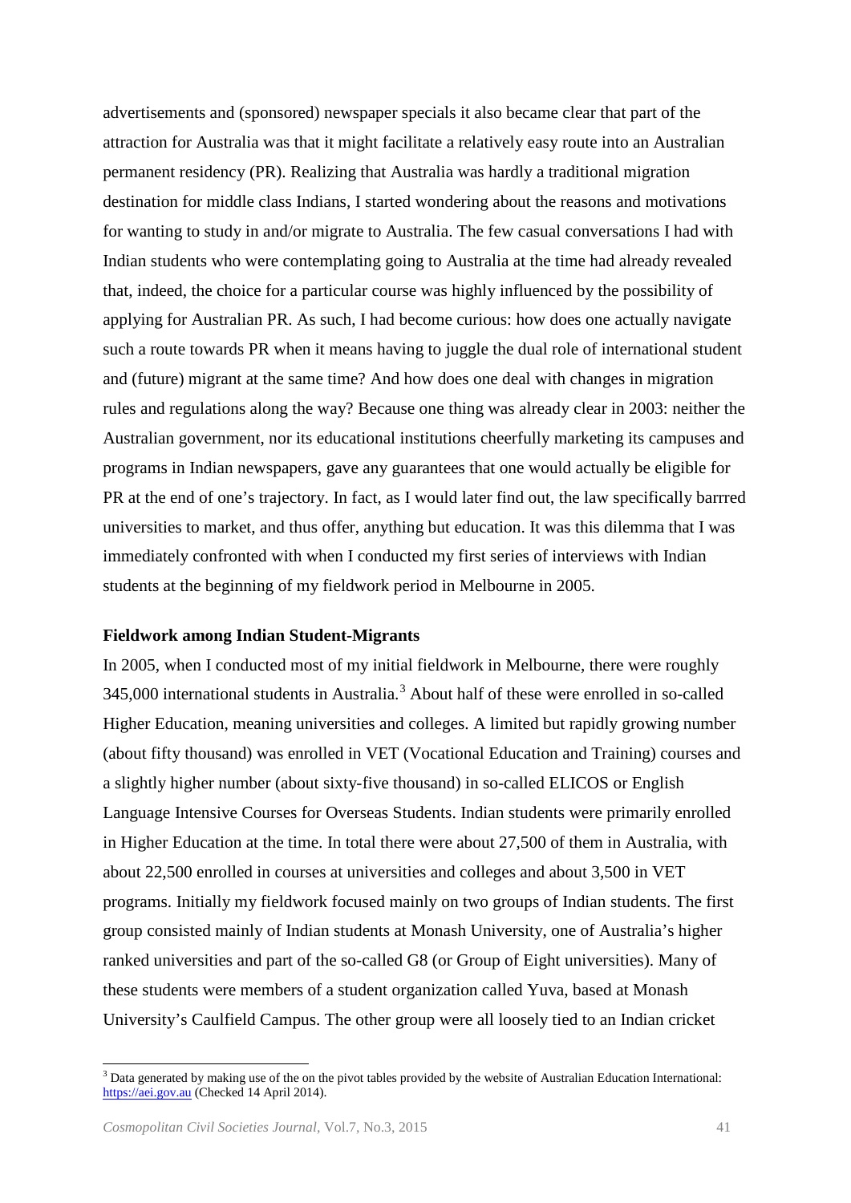advertisements and (sponsored) newspaper specials it also became clear that part of the attraction for Australia was that it might facilitate a relatively easy route into an Australian permanent residency (PR). Realizing that Australia was hardly a traditional migration destination for middle class Indians, I started wondering about the reasons and motivations for wanting to study in and/or migrate to Australia. The few casual conversations I had with Indian students who were contemplating going to Australia at the time had already revealed that, indeed, the choice for a particular course was highly influenced by the possibility of applying for Australian PR. As such, I had become curious: how does one actually navigate such a route towards PR when it means having to juggle the dual role of international student and (future) migrant at the same time? And how does one deal with changes in migration rules and regulations along the way? Because one thing was already clear in 2003: neither the Australian government, nor its educational institutions cheerfully marketing its campuses and programs in Indian newspapers, gave any guarantees that one would actually be eligible for PR at the end of one's trajectory. In fact, as I would later find out, the law specifically barrred universities to market, and thus offer, anything but education. It was this dilemma that I was immediately confronted with when I conducted my first series of interviews with Indian students at the beginning of my fieldwork period in Melbourne in 2005.

## Fieldwork among Indian Student-Migrants

In 2005, when I conducted most of my initial fieldwork in Melbourne, there were roughly 345,000 international students in Australia.[3] About half of these were enrolled in so-called Higher Education, meaning universities and colleges. A limited but rapidly growing number (about fifty thousand) was enrolled in VET (Vocational Education and Training) courses and a slightly higher number (about sixty-five thousand) in so-called ELICOS or English Language Intensive Courses for Overseas Students. Indian students were primarily enrolled in Higher Education at the time. In total there were about 27,500 of them in Australia, with about 22,500 enrolled in courses at universities and colleges and about 3,500 in VET programs. Initially my fieldwork focused mainly on two groups of Indian students. The first group consisted mainly of Indian students at Monash University, one of Australia's higher ranked universities and part of the so-called G8 (or Group of Eight universities). Many of these students were members of a student organization called Yuva, based at Monash University's Caulfield Campus. The other group were all loosely tied to an Indian cricket

[3] Data generated by making use of the on the pivot tables provided by the website of Australian Education International: https://aei.gov.au (Checked 14 April 2014).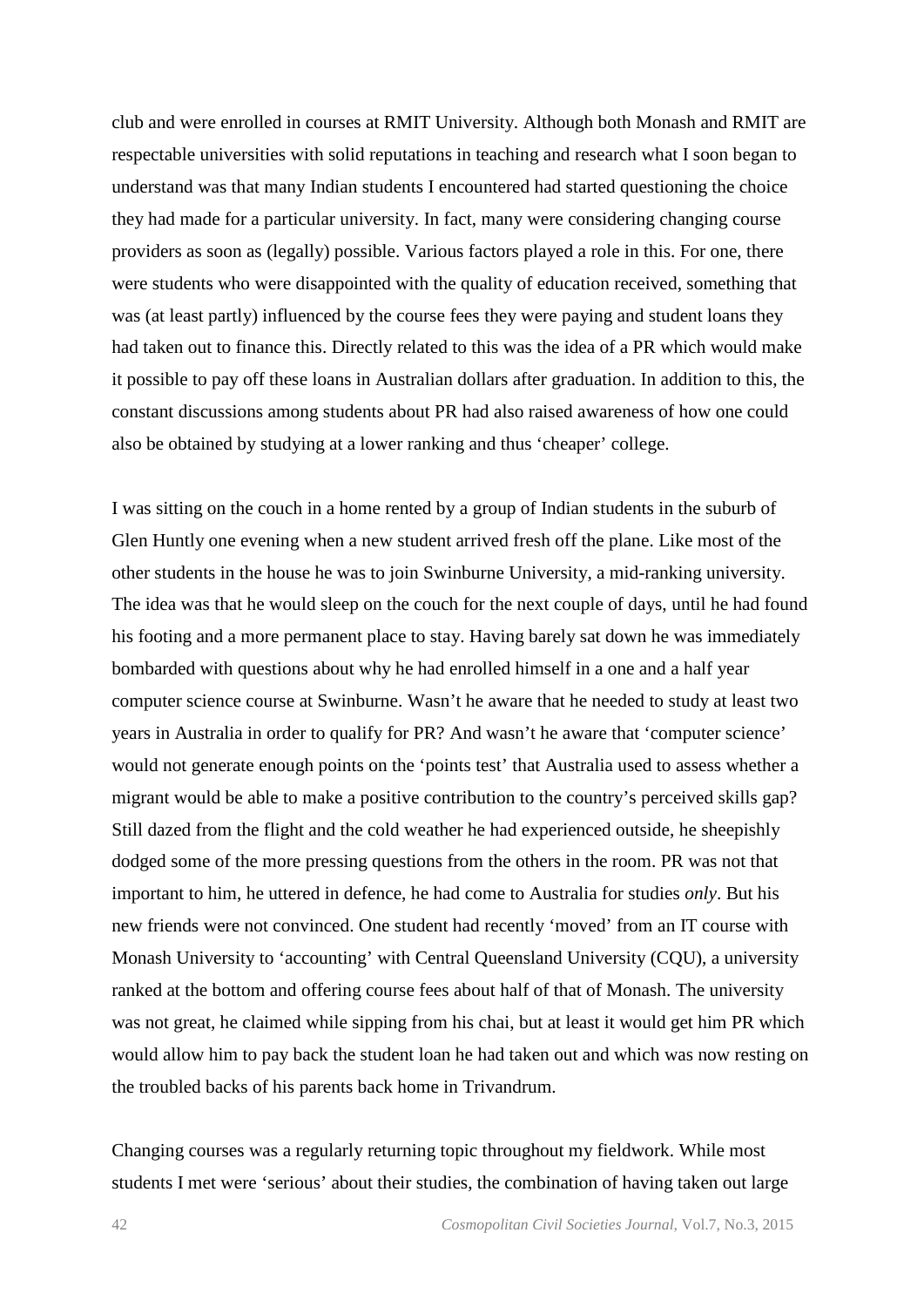club and were enrolled in courses at RMIT University. Although both Monash and RMIT are respectable universities with solid reputations in teaching and research what I soon began to understand was that many Indian students I encountered had started questioning the choice they had made for a particular university. In fact, many were considering changing course providers as soon as (legally) possible. Various factors played a role in this. For one, there were students who were disappointed with the quality of education received, something that was (at least partly) influenced by the course fees they were paying and student loans they had taken out to finance this. Directly related to this was the idea of a PR which would make it possible to pay off these loans in Australian dollars after graduation. In addition to this, the constant discussions among students about PR had also raised awareness of how one could also be obtained by studying at a lower ranking and thus 'cheaper' college.

I was sitting on the couch in a home rented by a group of Indian students in the suburb of Glen Huntly one evening when a new student arrived fresh off the plane. Like most of the other students in the house he was to join Swinburne University, a mid-ranking university. The idea was that he would sleep on the couch for the next couple of days, until he had found his footing and a more permanent place to stay. Having barely sat down he was immediately bombarded with questions about why he had enrolled himself in a one and a half year computer science course at Swinburne. Wasn't he aware that he needed to study at least two years in Australia in order to qualify for PR? And wasn't he aware that 'computer science' would not generate enough points on the 'points test' that Australia used to assess whether a migrant would be able to make a positive contribution to the country's perceived skills gap? Still dazed from the flight and the cold weather he had experienced outside, he sheepishly dodged some of the more pressing questions from the others in the room. PR was not that important to him, he uttered in defence, he had come to Australia for studies *only*. But his new friends were not convinced. One student had recently 'moved' from an IT course with Monash University to 'accounting' with Central Queensland University (CQU), a university ranked at the bottom and offering course fees about half of that of Monash. The university was not great, he claimed while sipping from his chai, but at least it would get him PR which would allow him to pay back the student loan he had taken out and which was now resting on the troubled backs of his parents back home in Trivandrum.

Changing courses was a regularly returning topic throughout my fieldwork. While most students I met were 'serious' about their studies, the combination of having taken out large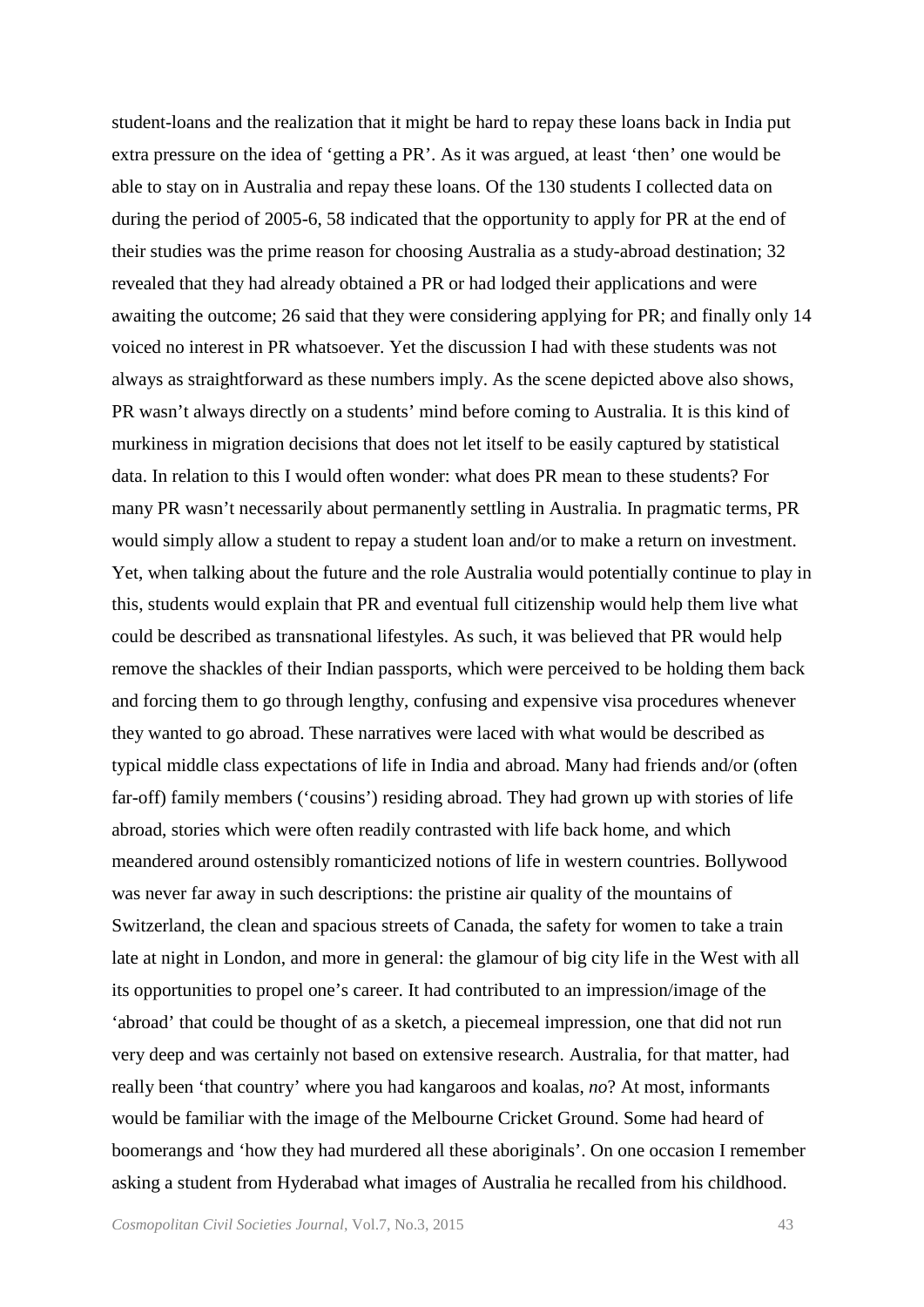student-loans and the realization that it might be hard to repay these loans back in India put extra pressure on the idea of 'getting a PR'. As it was argued, at least 'then' one would be able to stay on in Australia and repay these loans. Of the 130 students I collected data on during the period of 2005-6, 58 indicated that the opportunity to apply for PR at the end of their studies was the prime reason for choosing Australia as a study-abroad destination; 32 revealed that they had already obtained a PR or had lodged their applications and were awaiting the outcome; 26 said that they were considering applying for PR; and finally only 14 voiced no interest in PR whatsoever. Yet the discussion I had with these students was not always as straightforward as these numbers imply. As the scene depicted above also shows, PR wasn't always directly on a students' mind before coming to Australia. It is this kind of murkiness in migration decisions that does not let itself to be easily captured by statistical data. In relation to this I would often wonder: what does PR mean to these students? For many PR wasn't necessarily about permanently settling in Australia. In pragmatic terms, PR would simply allow a student to repay a student loan and/or to make a return on investment. Yet, when talking about the future and the role Australia would potentially continue to play in this, students would explain that PR and eventual full citizenship would help them live what could be described as transnational lifestyles. As such, it was believed that PR would help remove the shackles of their Indian passports, which were perceived to be holding them back and forcing them to go through lengthy, confusing and expensive visa procedures whenever they wanted to go abroad. These narratives were laced with what would be described as typical middle class expectations of life in India and abroad. Many had friends and/or (often far-off) family members ('cousins') residing abroad. They had grown up with stories of life abroad, stories which were often readily contrasted with life back home, and which meandered around ostensibly romanticized notions of life in western countries. Bollywood was never far away in such descriptions: the pristine air quality of the mountains of Switzerland, the clean and spacious streets of Canada, the safety for women to take a train late at night in London, and more in general: the glamour of big city life in the West with all its opportunities to propel one's career. It had contributed to an impression/image of the 'abroad' that could be thought of as a sketch, a piecemeal impression, one that did not run very deep and was certainly not based on extensive research. Australia, for that matter, had really been 'that country' where you had kangaroos and koalas, *no*? At most, informants would be familiar with the image of the Melbourne Cricket Ground. Some had heard of boomerangs and 'how they had murdered all these aboriginals'. On one occasion I remember asking a student from Hyderabad what images of Australia he recalled from his childhood.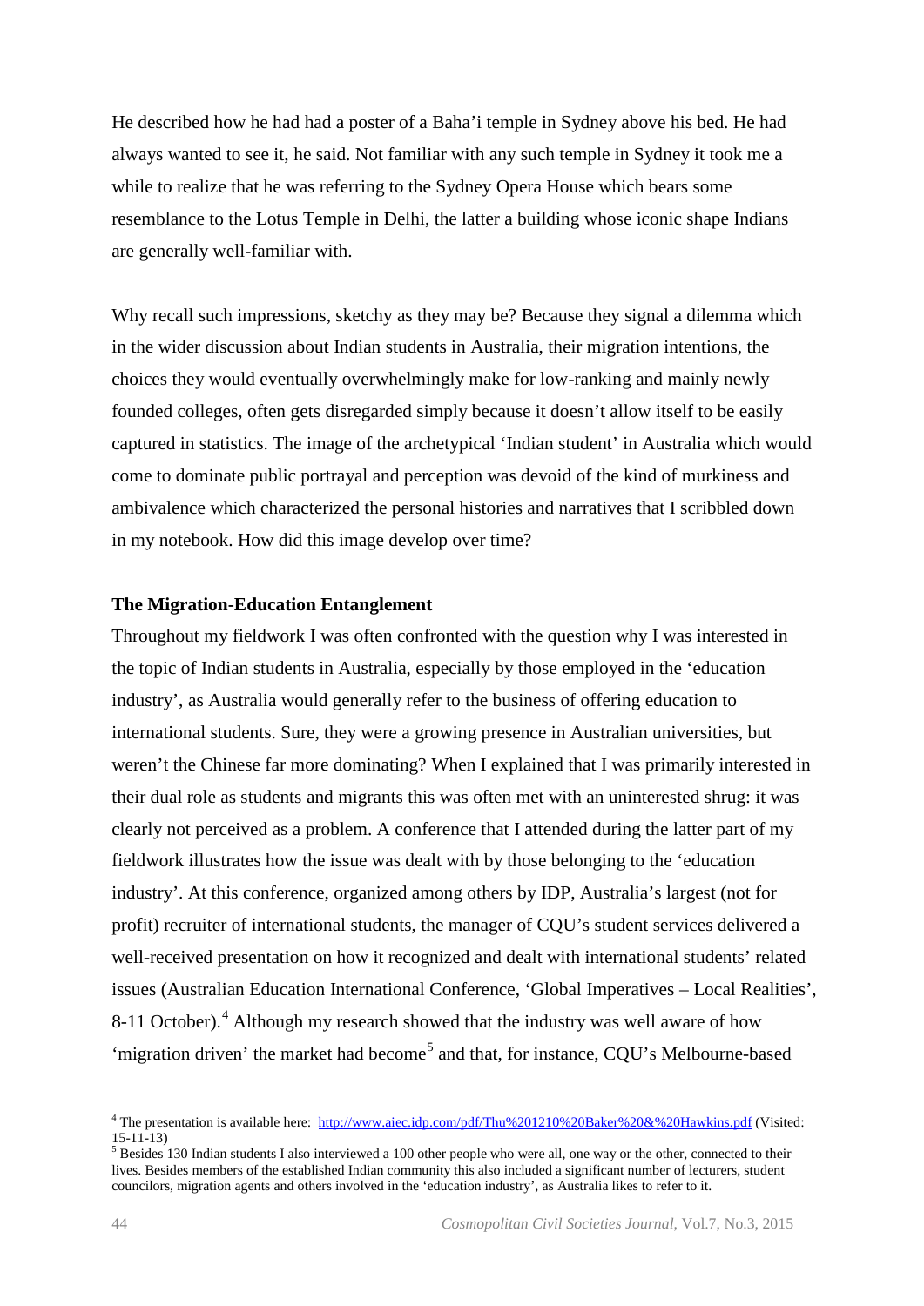He described how he had had a poster of a Baha'i temple in Sydney above his bed. He had always wanted to see it, he said. Not familiar with any such temple in Sydney it took me a while to realize that he was referring to the Sydney Opera House which bears some resemblance to the Lotus Temple in Delhi, the latter a building whose iconic shape Indians are generally well-familiar with.

Why recall such impressions, sketchy as they may be? Because they signal a dilemma which in the wider discussion about Indian students in Australia, their migration intentions, the choices they would eventually overwhelmingly make for low-ranking and mainly newly founded colleges, often gets disregarded simply because it doesn't allow itself to be easily captured in statistics. The image of the archetypical 'Indian student' in Australia which would come to dominate public portrayal and perception was devoid of the kind of murkiness and ambivalence which characterized the personal histories and narratives that I scribbled down in my notebook. How did this image develop over time?

### The Migration-Education Entanglement

Throughout my fieldwork I was often confronted with the question why I was interested in the topic of Indian students in Australia, especially by those employed in the 'education industry', as Australia would generally refer to the business of offering education to international students. Sure, they were a growing presence in Australian universities, but weren't the Chinese far more dominating? When I explained that I was primarily interested in their dual role as students and migrants this was often met with an uninterested shrug: it was clearly not perceived as a problem. A conference that I attended during the latter part of my fieldwork illustrates how the issue was dealt with by those belonging to the 'education industry'. At this conference, organized among others by IDP, Australia's largest (not for profit) recruiter of international students, the manager of CQU's student services delivered a well-received presentation on how it recognized and dealt with international students' related issues (Australian Education International Conference, 'Global Imperatives – Local Realities', 8-11 October).[4] Although my research showed that the industry was well aware of how 'migration driven' the market had become[5] and that, for instance, CQU's Melbourne-based

---

[4] The presentation is available here: http://www.aiec.idp.com/pdf/Thu%201210%20Baker%20&%20Hawkins.pdf (Visited: 15-11-13)

[5] Besides 130 Indian students I also interviewed a 100 other people who were all, one way or the other, connected to their lives. Besides members of the established Indian community this also included a significant number of lecturers, student councilors, migration agents and others involved in the 'education industry', as Australia likes to refer to it.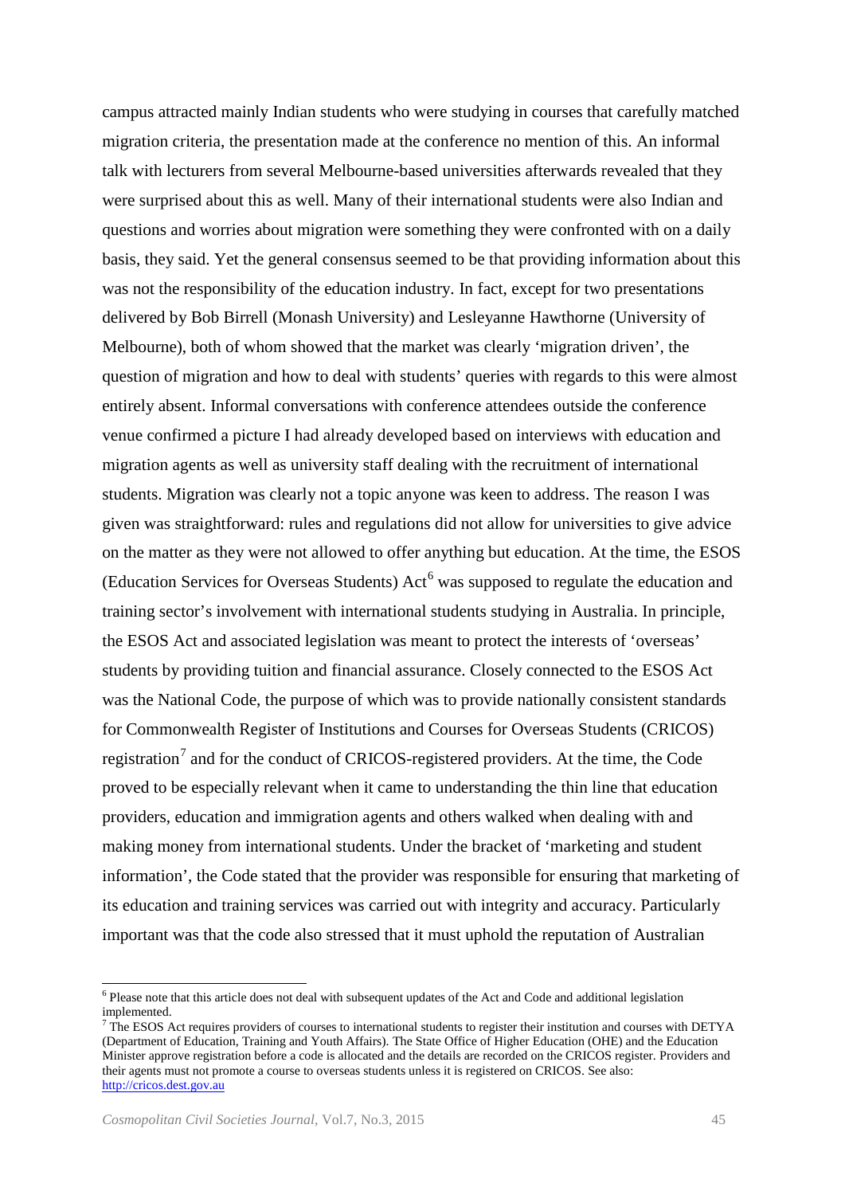campus attracted mainly Indian students who were studying in courses that carefully matched migration criteria, the presentation made at the conference no mention of this. An informal talk with lecturers from several Melbourne-based universities afterwards revealed that they were surprised about this as well. Many of their international students were also Indian and questions and worries about migration were something they were confronted with on a daily basis, they said. Yet the general consensus seemed to be that providing information about this was not the responsibility of the education industry. In fact, except for two presentations delivered by Bob Birrell (Monash University) and Lesleyanne Hawthorne (University of Melbourne), both of whom showed that the market was clearly 'migration driven', the question of migration and how to deal with students' queries with regards to this were almost entirely absent. Informal conversations with conference attendees outside the conference venue confirmed a picture I had already developed based on interviews with education and migration agents as well as university staff dealing with the recruitment of international students. Migration was clearly not a topic anyone was keen to address. The reason I was given was straightforward: rules and regulations did not allow for universities to give advice on the matter as they were not allowed to offer anything but education. At the time, the ESOS (Education Services for Overseas Students) Act[6] was supposed to regulate the education and training sector's involvement with international students studying in Australia. In principle, the ESOS Act and associated legislation was meant to protect the interests of 'overseas' students by providing tuition and financial assurance. Closely connected to the ESOS Act was the National Code, the purpose of which was to provide nationally consistent standards for Commonwealth Register of Institutions and Courses for Overseas Students (CRICOS) registration[7] and for the conduct of CRICOS-registered providers. At the time, the Code proved to be especially relevant when it came to understanding the thin line that education providers, education and immigration agents and others walked when dealing with and making money from international students. Under the bracket of 'marketing and student information', the Code stated that the provider was responsible for ensuring that marketing of its education and training services was carried out with integrity and accuracy. Particularly important was that the code also stressed that it must uphold the reputation of Australian

[6] Please note that this article does not deal with subsequent updates of the Act and Code and additional legislation implemented.

[7] The ESOS Act requires providers of courses to international students to register their institution and courses with DETYA (Department of Education, Training and Youth Affairs). The State Office of Higher Education (OHE) and the Education Minister approve registration before a code is allocated and the details are recorded on the CRICOS register. Providers and their agents must not promote a course to overseas students unless it is registered on CRICOS. See also: http://cricos.dest.gov.au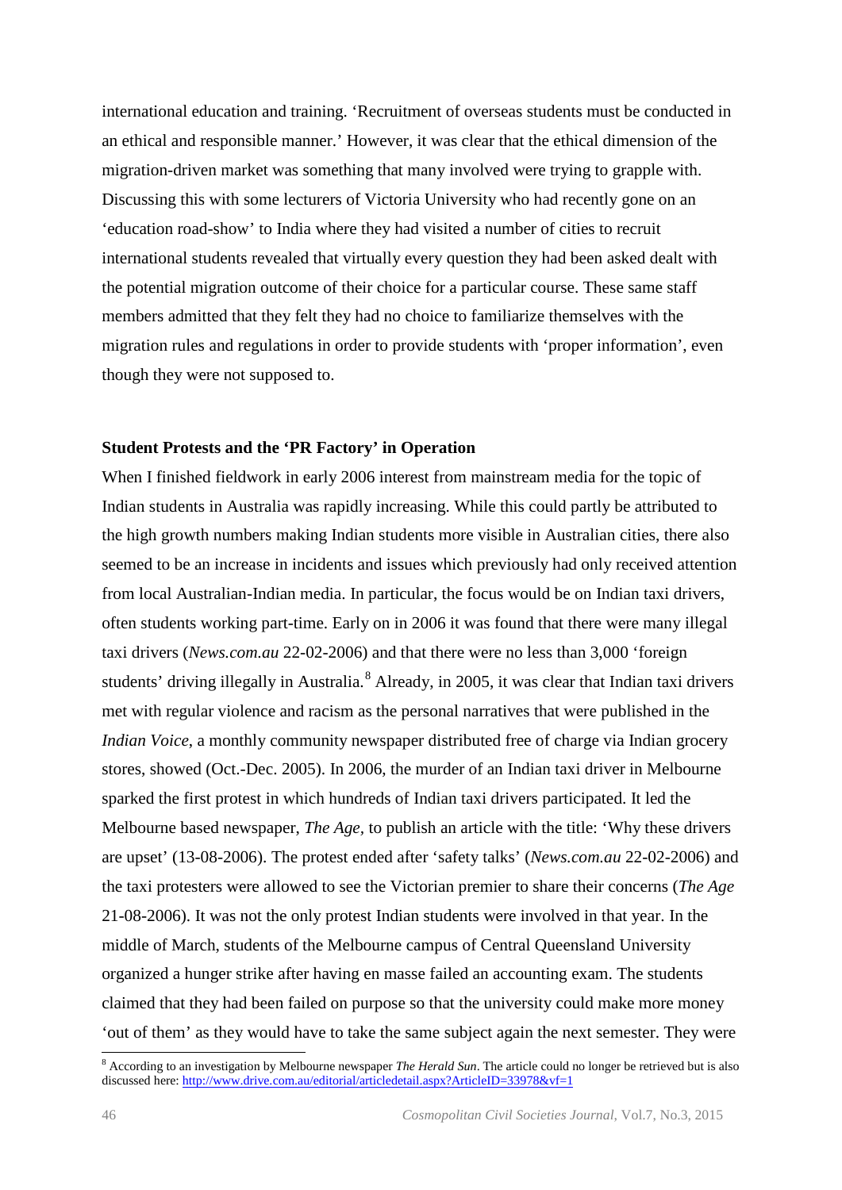international education and training. 'Recruitment of overseas students must be conducted in an ethical and responsible manner.' However, it was clear that the ethical dimension of the migration-driven market was something that many involved were trying to grapple with. Discussing this with some lecturers of Victoria University who had recently gone on an 'education road-show' to India where they had visited a number of cities to recruit international students revealed that virtually every question they had been asked dealt with the potential migration outcome of their choice for a particular course. These same staff members admitted that they felt they had no choice to familiarize themselves with the migration rules and regulations in order to provide students with 'proper information', even though they were not supposed to.

## Student Protests and the 'PR Factory' in Operation

When I finished fieldwork in early 2006 interest from mainstream media for the topic of Indian students in Australia was rapidly increasing. While this could partly be attributed to the high growth numbers making Indian students more visible in Australian cities, there also seemed to be an increase in incidents and issues which previously had only received attention from local Australian-Indian media. In particular, the focus would be on Indian taxi drivers, often students working part-time. Early on in 2006 it was found that there were many illegal taxi drivers (*News.com.au* 22-02-2006) and that there were no less than 3,000 'foreign students' driving illegally in Australia.[8] Already, in 2005, it was clear that Indian taxi drivers met with regular violence and racism as the personal narratives that were published in the *Indian Voice*, a monthly community newspaper distributed free of charge via Indian grocery stores, showed (Oct.-Dec. 2005). In 2006, the murder of an Indian taxi driver in Melbourne sparked the first protest in which hundreds of Indian taxi drivers participated. It led the Melbourne based newspaper, *The Age*, to publish an article with the title: 'Why these drivers are upset' (13-08-2006). The protest ended after 'safety talks' (*News.com.au* 22-02-2006) and the taxi protesters were allowed to see the Victorian premier to share their concerns (*The Age* 21-08-2006). It was not the only protest Indian students were involved in that year. In the middle of March, students of the Melbourne campus of Central Queensland University organized a hunger strike after having en masse failed an accounting exam. The students claimed that they had been failed on purpose so that the university could make more money 'out of them' as they would have to take the same subject again the next semester. They were

[8] According to an investigation by Melbourne newspaper *The Herald Sun*. The article could no longer be retrieved but is also discussed here: http://www.drive.com.au/editorial/articledetail.aspx?ArticleID=33978&vf=1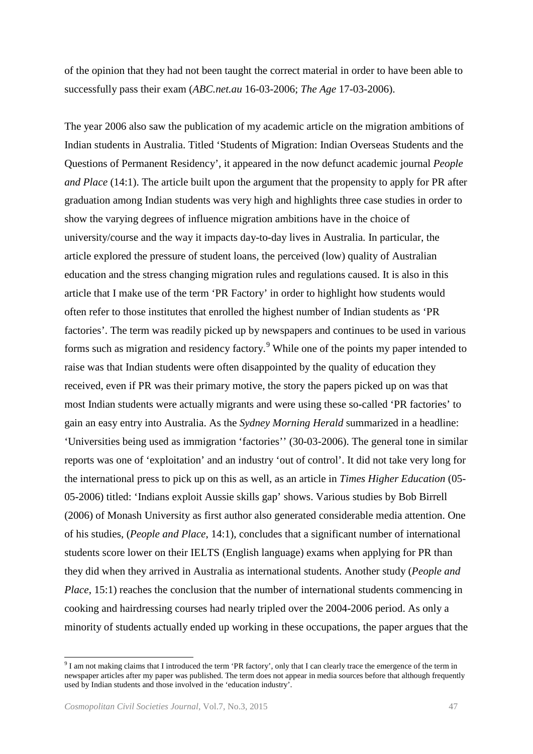of the opinion that they had not been taught the correct material in order to have been able to successfully pass their exam (*ABC.net.au* 16-03-2006; *The Age* 17-03-2006).

The year 2006 also saw the publication of my academic article on the migration ambitions of Indian students in Australia. Titled 'Students of Migration: Indian Overseas Students and the Questions of Permanent Residency', it appeared in the now defunct academic journal *People and Place* (14:1). The article built upon the argument that the propensity to apply for PR after graduation among Indian students was very high and highlights three case studies in order to show the varying degrees of influence migration ambitions have in the choice of university/course and the way it impacts day-to-day lives in Australia. In particular, the article explored the pressure of student loans, the perceived (low) quality of Australian education and the stress changing migration rules and regulations caused. It is also in this article that I make use of the term 'PR Factory' in order to highlight how students would often refer to those institutes that enrolled the highest number of Indian students as 'PR factories'. The term was readily picked up by newspapers and continues to be used in various forms such as migration and residency factory.[9] While one of the points my paper intended to raise was that Indian students were often disappointed by the quality of education they received, even if PR was their primary motive, the story the papers picked up on was that most Indian students were actually migrants and were using these so-called 'PR factories' to gain an easy entry into Australia. As the *Sydney Morning Herald* summarized in a headline: 'Universities being used as immigration 'factories'' (30-03-2006). The general tone in similar reports was one of 'exploitation' and an industry 'out of control'. It did not take very long for the international press to pick up on this as well, as an article in *Times Higher Education* (05-05-2006) titled: 'Indians exploit Aussie skills gap' shows. Various studies by Bob Birrell (2006) of Monash University as first author also generated considerable media attention. One of his studies, (*People and Place*, 14:1), concludes that a significant number of international students score lower on their IELTS (English language) exams when applying for PR than they did when they arrived in Australia as international students. Another study (*People and Place*, 15:1) reaches the conclusion that the number of international students commencing in cooking and hairdressing courses had nearly tripled over the 2004-2006 period. As only a minority of students actually ended up working in these occupations, the paper argues that the

[9] I am not making claims that I introduced the term 'PR factory', only that I can clearly trace the emergence of the term in newspaper articles after my paper was published. The term does not appear in media sources before that although frequently used by Indian students and those involved in the 'education industry'.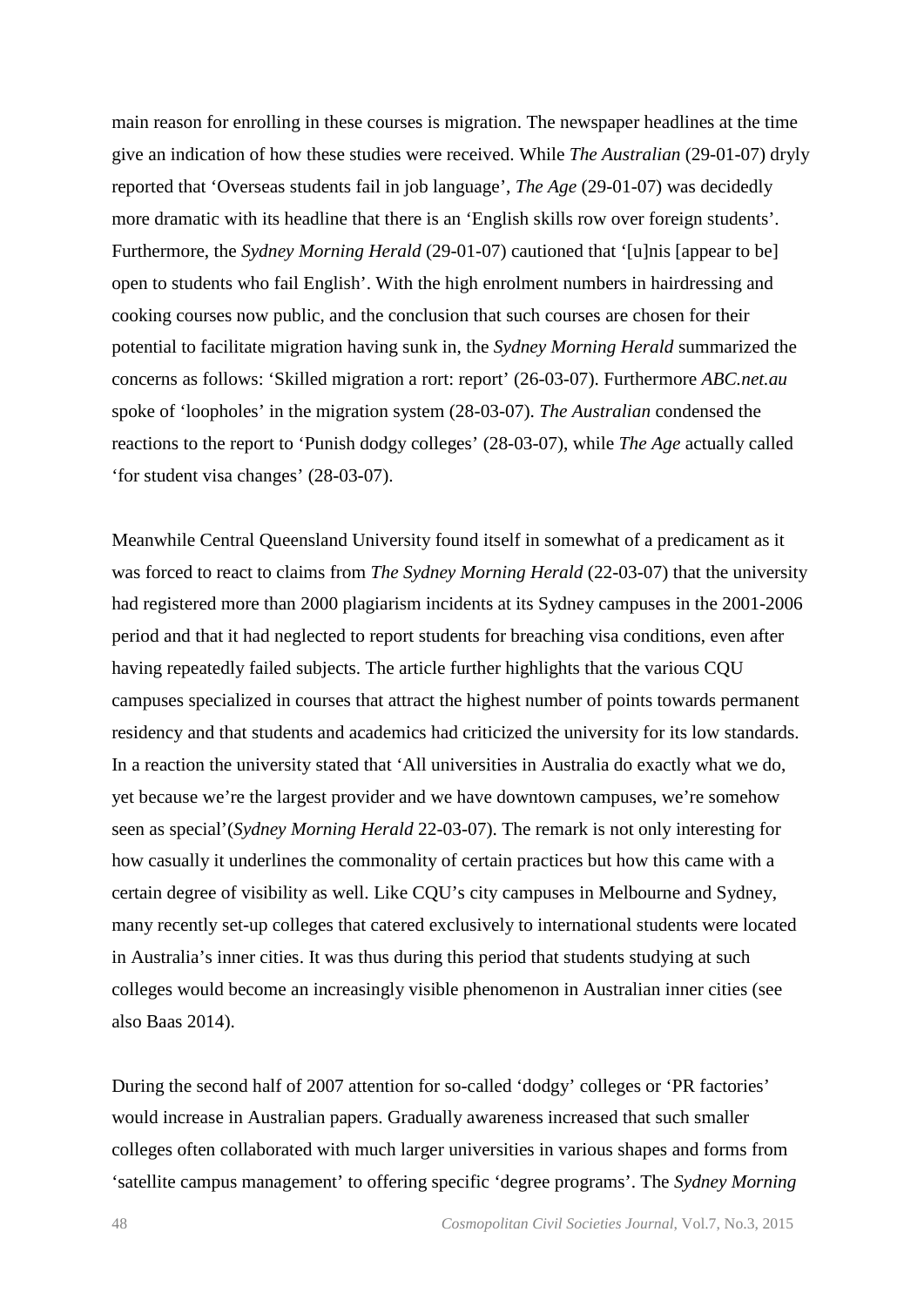main reason for enrolling in these courses is migration. The newspaper headlines at the time give an indication of how these studies were received. While *The Australian* (29-01-07) dryly reported that 'Overseas students fail in job language', *The Age* (29-01-07) was decidedly more dramatic with its headline that there is an 'English skills row over foreign students'. Furthermore, the *Sydney Morning Herald* (29-01-07) cautioned that '[u]nis [appear to be] open to students who fail English'. With the high enrolment numbers in hairdressing and cooking courses now public, and the conclusion that such courses are chosen for their potential to facilitate migration having sunk in, the *Sydney Morning Herald* summarized the concerns as follows: 'Skilled migration a rort: report' (26-03-07). Furthermore *ABC.net.au* spoke of 'loopholes' in the migration system (28-03-07). *The Australian* condensed the reactions to the report to 'Punish dodgy colleges' (28-03-07), while *The Age* actually called 'for student visa changes' (28-03-07).

Meanwhile Central Queensland University found itself in somewhat of a predicament as it was forced to react to claims from *The Sydney Morning Herald* (22-03-07) that the university had registered more than 2000 plagiarism incidents at its Sydney campuses in the 2001-2006 period and that it had neglected to report students for breaching visa conditions, even after having repeatedly failed subjects. The article further highlights that the various CQU campuses specialized in courses that attract the highest number of points towards permanent residency and that students and academics had criticized the university for its low standards. In a reaction the university stated that 'All universities in Australia do exactly what we do, yet because we're the largest provider and we have downtown campuses, we're somehow seen as special'(*Sydney Morning Herald* 22-03-07). The remark is not only interesting for how casually it underlines the commonality of certain practices but how this came with a certain degree of visibility as well. Like CQU's city campuses in Melbourne and Sydney, many recently set-up colleges that catered exclusively to international students were located in Australia's inner cities. It was thus during this period that students studying at such colleges would become an increasingly visible phenomenon in Australian inner cities (see also Baas 2014).

During the second half of 2007 attention for so-called 'dodgy' colleges or 'PR factories' would increase in Australian papers. Gradually awareness increased that such smaller colleges often collaborated with much larger universities in various shapes and forms from 'satellite campus management' to offering specific 'degree programs'. The *Sydney Morning*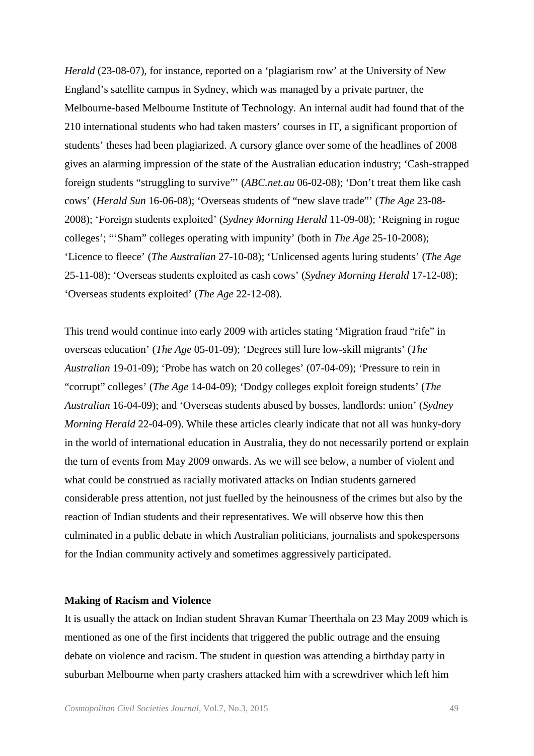*Herald* (23-08-07), for instance, reported on a 'plagiarism row' at the University of New England's satellite campus in Sydney, which was managed by a private partner, the Melbourne-based Melbourne Institute of Technology. An internal audit had found that of the 210 international students who had taken masters' courses in IT, a significant proportion of students' theses had been plagiarized. A cursory glance over some of the headlines of 2008 gives an alarming impression of the state of the Australian education industry; 'Cash-strapped foreign students "struggling to survive"' (*ABC.net.au* 06-02-08); 'Don't treat them like cash cows' (*Herald Sun* 16-06-08); 'Overseas students of "new slave trade"' (*The Age* 23-08-2008); 'Foreign students exploited' (*Sydney Morning Herald* 11-09-08); 'Reigning in rogue colleges'; "'Sham" colleges operating with impunity' (both in *The Age* 25-10-2008); 'Licence to fleece' (*The Australian* 27-10-08); 'Unlicensed agents luring students' (*The Age* 25-11-08); 'Overseas students exploited as cash cows' (*Sydney Morning Herald* 17-12-08); 'Overseas students exploited' (*The Age* 22-12-08).

This trend would continue into early 2009 with articles stating 'Migration fraud "rife" in overseas education' (*The Age* 05-01-09); 'Degrees still lure low-skill migrants' (*The Australian* 19-01-09); 'Probe has watch on 20 colleges' (07-04-09); 'Pressure to rein in "corrupt" colleges' (*The Age* 14-04-09); 'Dodgy colleges exploit foreign students' (*The Australian* 16-04-09); and 'Overseas students abused by bosses, landlords: union' (*Sydney Morning Herald* 22-04-09). While these articles clearly indicate that not all was hunky-dory in the world of international education in Australia, they do not necessarily portend or explain the turn of events from May 2009 onwards. As we will see below, a number of violent and what could be construed as racially motivated attacks on Indian students garnered considerable press attention, not just fuelled by the heinousness of the crimes but also by the reaction of Indian students and their representatives. We will observe how this then culminated in a public debate in which Australian politicians, journalists and spokespersons for the Indian community actively and sometimes aggressively participated.

**Making of Racism and Violence**

It is usually the attack on Indian student Shravan Kumar Theerthala on 23 May 2009 which is mentioned as one of the first incidents that triggered the public outrage and the ensuing debate on violence and racism. The student in question was attending a birthday party in suburban Melbourne when party crashers attacked him with a screwdriver which left him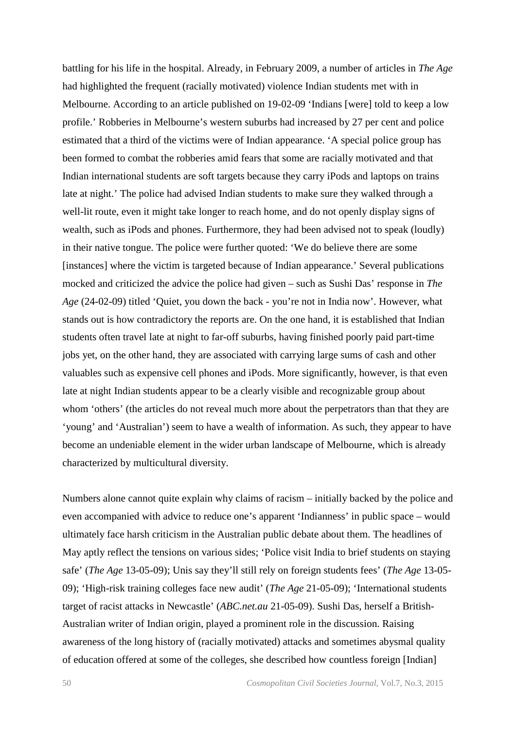battling for his life in the hospital. Already, in February 2009, a number of articles in *The Age* had highlighted the frequent (racially motivated) violence Indian students met with in Melbourne. According to an article published on 19-02-09 'Indians [were] told to keep a low profile.' Robberies in Melbourne's western suburbs had increased by 27 per cent and police estimated that a third of the victims were of Indian appearance. 'A special police group has been formed to combat the robberies amid fears that some are racially motivated and that Indian international students are soft targets because they carry iPods and laptops on trains late at night.' The police had advised Indian students to make sure they walked through a well-lit route, even it might take longer to reach home, and do not openly display signs of wealth, such as iPods and phones. Furthermore, they had been advised not to speak (loudly) in their native tongue. The police were further quoted: 'We do believe there are some [instances] where the victim is targeted because of Indian appearance.' Several publications mocked and criticized the advice the police had given – such as Sushi Das' response in *The Age* (24-02-09) titled 'Quiet, you down the back - you're not in India now'. However, what stands out is how contradictory the reports are. On the one hand, it is established that Indian students often travel late at night to far-off suburbs, having finished poorly paid part-time jobs yet, on the other hand, they are associated with carrying large sums of cash and other valuables such as expensive cell phones and iPods. More significantly, however, is that even late at night Indian students appear to be a clearly visible and recognizable group about whom 'others' (the articles do not reveal much more about the perpetrators than that they are 'young' and 'Australian') seem to have a wealth of information. As such, they appear to have become an undeniable element in the wider urban landscape of Melbourne, which is already characterized by multicultural diversity.

Numbers alone cannot quite explain why claims of racism – initially backed by the police and even accompanied with advice to reduce one's apparent 'Indianness' in public space – would ultimately face harsh criticism in the Australian public debate about them. The headlines of May aptly reflect the tensions on various sides; 'Police visit India to brief students on staying safe' (*The Age* 13-05-09); Unis say they'll still rely on foreign students fees' (*The Age* 13-05-09); 'High-risk training colleges face new audit' (*The Age* 21-05-09); 'International students target of racist attacks in Newcastle' (*ABC.net.au* 21-05-09). Sushi Das, herself a British-Australian writer of Indian origin, played a prominent role in the discussion. Raising awareness of the long history of (racially motivated) attacks and sometimes abysmal quality of education offered at some of the colleges, she described how countless foreign [Indian]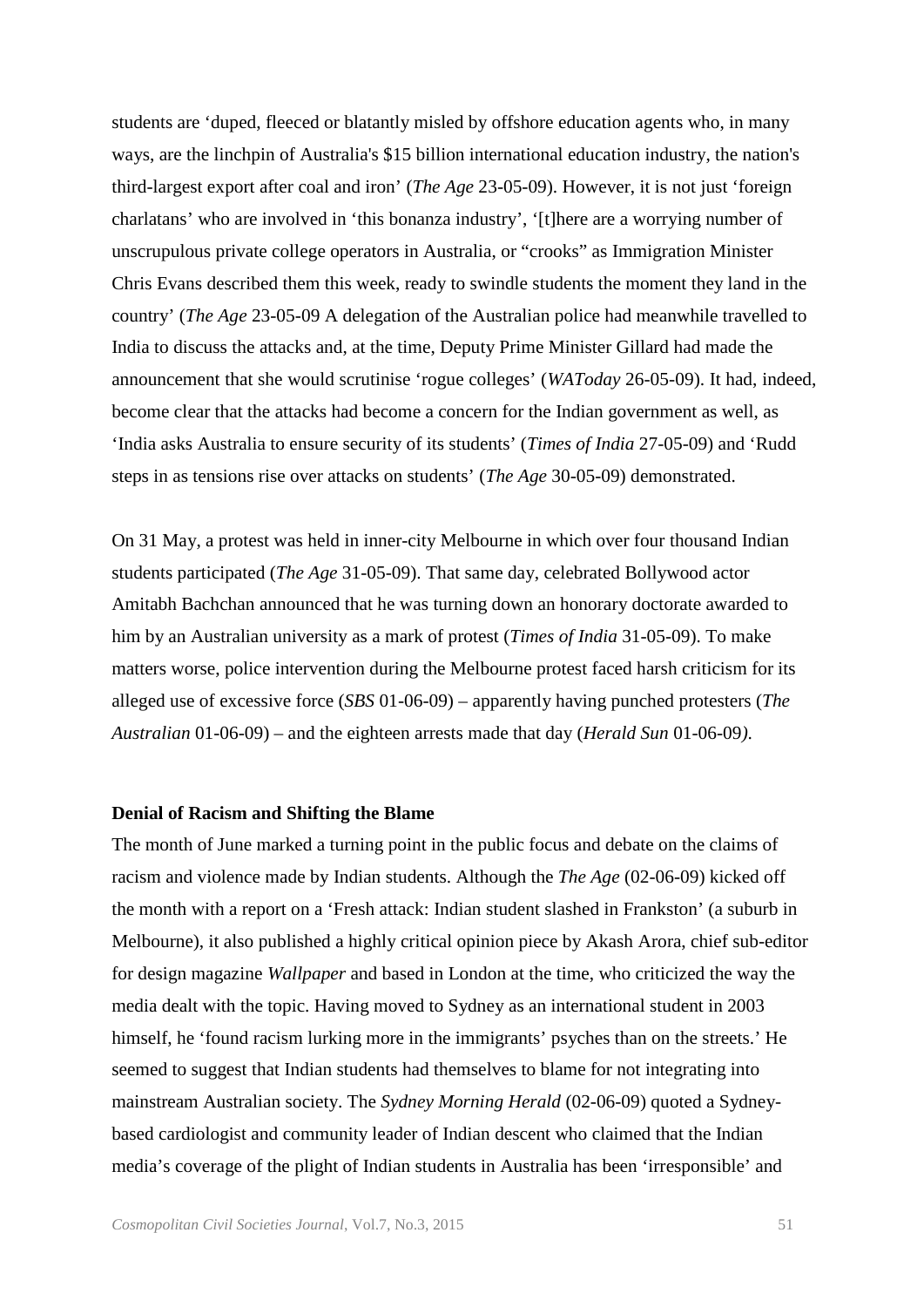students are 'duped, fleeced or blatantly misled by offshore education agents who, in many ways, are the linchpin of Australia's $15 billion international education industry, the nation's third-largest export after coal and iron' (*The Age* 23-05-09). However, it is not just 'foreign charlatans' who are involved in 'this bonanza industry', '[t]here are a worrying number of unscrupulous private college operators in Australia, or "crooks" as Immigration Minister Chris Evans described them this week, ready to swindle students the moment they land in the country' (*The Age* 23-05-09 A delegation of the Australian police had meanwhile travelled to India to discuss the attacks and, at the time, Deputy Prime Minister Gillard had made the announcement that she would scrutinise 'rogue colleges' (*WAToday* 26-05-09). It had, indeed, become clear that the attacks had become a concern for the Indian government as well, as 'India asks Australia to ensure security of its students' (*Times of India* 27-05-09) and 'Rudd steps in as tensions rise over attacks on students' (*The Age* 30-05-09) demonstrated.

On 31 May, a protest was held in inner-city Melbourne in which over four thousand Indian students participated (*The Age* 31-05-09). That same day, celebrated Bollywood actor Amitabh Bachchan announced that he was turning down an honorary doctorate awarded to him by an Australian university as a mark of protest (*Times of India* 31-05-09). To make matters worse, police intervention during the Melbourne protest faced harsh criticism for its alleged use of excessive force (*SBS* 01-06-09) – apparently having punched protesters (*The Australian* 01-06-09) – and the eighteen arrests made that day (*Herald Sun* 01-06-09).

**Denial of Racism and Shifting the Blame**

The month of June marked a turning point in the public focus and debate on the claims of racism and violence made by Indian students. Although the *The Age* (02-06-09) kicked off the month with a report on a 'Fresh attack: Indian student slashed in Frankston' (a suburb in Melbourne), it also published a highly critical opinion piece by Akash Arora, chief sub-editor for design magazine *Wallpaper* and based in London at the time, who criticized the way the media dealt with the topic. Having moved to Sydney as an international student in 2003 himself, he 'found racism lurking more in the immigrants' psyches than on the streets.' He seemed to suggest that Indian students had themselves to blame for not integrating into mainstream Australian society. The *Sydney Morning Herald* (02-06-09) quoted a Sydney-based cardiologist and community leader of Indian descent who claimed that the Indian media's coverage of the plight of Indian students in Australia has been 'irresponsible' and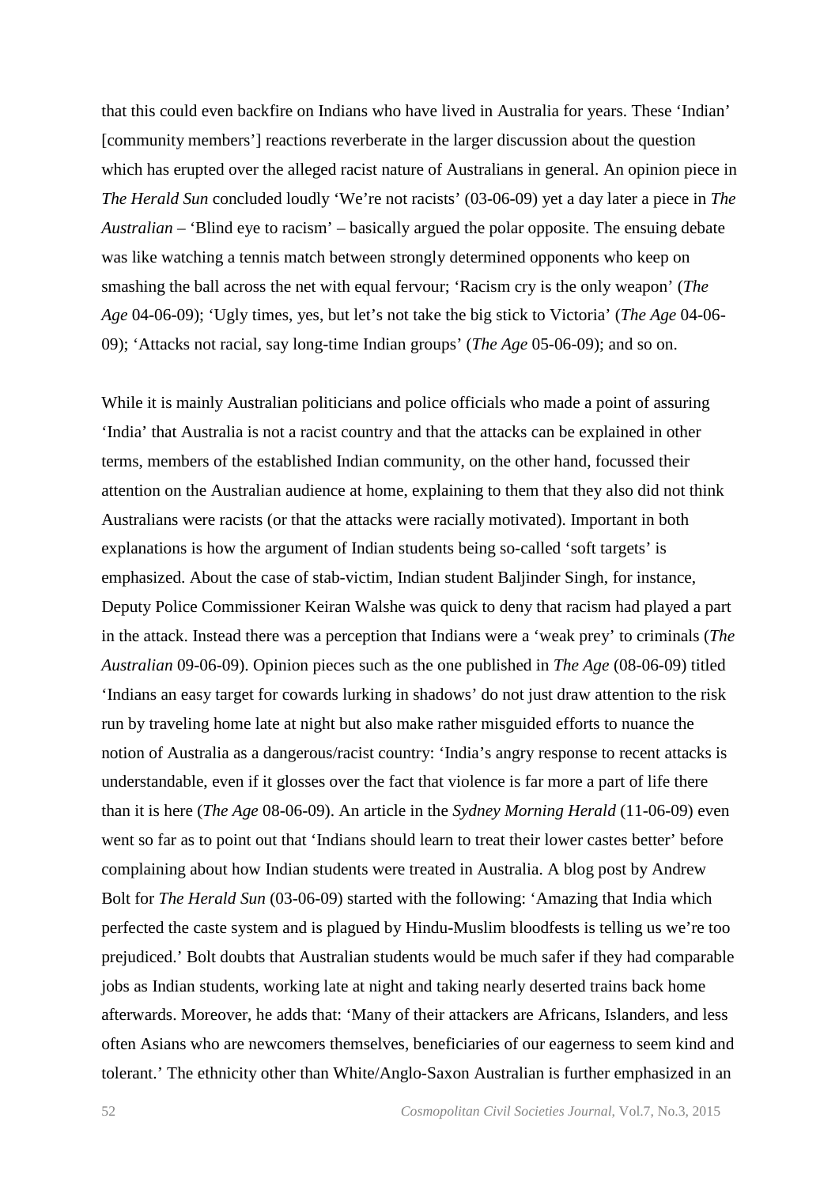that this could even backfire on Indians who have lived in Australia for years. These 'Indian' [community members'] reactions reverberate in the larger discussion about the question which has erupted over the alleged racist nature of Australians in general. An opinion piece in *The Herald Sun* concluded loudly 'We're not racists' (03-06-09) yet a day later a piece in *The Australian* – 'Blind eye to racism' – basically argued the polar opposite. The ensuing debate was like watching a tennis match between strongly determined opponents who keep on smashing the ball across the net with equal fervour; 'Racism cry is the only weapon' (*The Age* 04-06-09); 'Ugly times, yes, but let's not take the big stick to Victoria' (*The Age* 04-06-09); 'Attacks not racial, say long-time Indian groups' (*The Age* 05-06-09); and so on.

While it is mainly Australian politicians and police officials who made a point of assuring 'India' that Australia is not a racist country and that the attacks can be explained in other terms, members of the established Indian community, on the other hand, focussed their attention on the Australian audience at home, explaining to them that they also did not think Australians were racists (or that the attacks were racially motivated). Important in both explanations is how the argument of Indian students being so-called 'soft targets' is emphasized. About the case of stab-victim, Indian student Baljinder Singh, for instance, Deputy Police Commissioner Keiran Walshe was quick to deny that racism had played a part in the attack. Instead there was a perception that Indians were a 'weak prey' to criminals (*The Australian* 09-06-09). Opinion pieces such as the one published in *The Age* (08-06-09) titled 'Indians an easy target for cowards lurking in shadows' do not just draw attention to the risk run by traveling home late at night but also make rather misguided efforts to nuance the notion of Australia as a dangerous/racist country: 'India's angry response to recent attacks is understandable, even if it glosses over the fact that violence is far more a part of life there than it is here (*The Age* 08-06-09). An article in the *Sydney Morning Herald* (11-06-09) even went so far as to point out that 'Indians should learn to treat their lower castes better' before complaining about how Indian students were treated in Australia. A blog post by Andrew Bolt for *The Herald Sun* (03-06-09) started with the following: 'Amazing that India which perfected the caste system and is plagued by Hindu-Muslim bloodfests is telling us we're too prejudiced.' Bolt doubts that Australian students would be much safer if they had comparable jobs as Indian students, working late at night and taking nearly deserted trains back home afterwards. Moreover, he adds that: 'Many of their attackers are Africans, Islanders, and less often Asians who are newcomers themselves, beneficiaries of our eagerness to seem kind and tolerant.' The ethnicity other than White/Anglo-Saxon Australian is further emphasized in an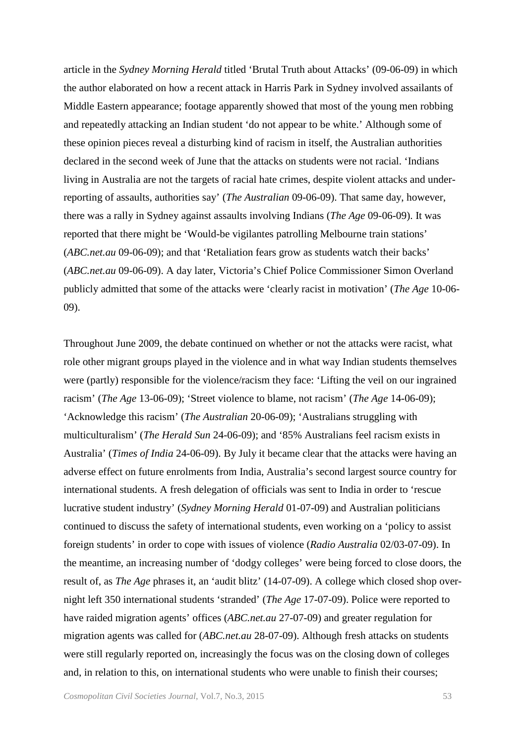article in the *Sydney Morning Herald* titled 'Brutal Truth about Attacks' (09-06-09) in which the author elaborated on how a recent attack in Harris Park in Sydney involved assailants of Middle Eastern appearance; footage apparently showed that most of the young men robbing and repeatedly attacking an Indian student 'do not appear to be white.' Although some of these opinion pieces reveal a disturbing kind of racism in itself, the Australian authorities declared in the second week of June that the attacks on students were not racial. 'Indians living in Australia are not the targets of racial hate crimes, despite violent attacks and under-reporting of assaults, authorities say' (*The Australian* 09-06-09). That same day, however, there was a rally in Sydney against assaults involving Indians (*The Age* 09-06-09). It was reported that there might be 'Would-be vigilantes patrolling Melbourne train stations' (*ABC.net.au* 09-06-09); and that 'Retaliation fears grow as students watch their backs' (*ABC.net.au* 09-06-09). A day later, Victoria's Chief Police Commissioner Simon Overland publicly admitted that some of the attacks were 'clearly racist in motivation' (*The Age* 10-06-09).

Throughout June 2009, the debate continued on whether or not the attacks were racist, what role other migrant groups played in the violence and in what way Indian students themselves were (partly) responsible for the violence/racism they face: 'Lifting the veil on our ingrained racism' (*The Age* 13-06-09); 'Street violence to blame, not racism' (*The Age* 14-06-09); 'Acknowledge this racism' (*The Australian* 20-06-09); 'Australians struggling with multiculturalism' (*The Herald Sun* 24-06-09); and '85% Australians feel racism exists in Australia' (*Times of India* 24-06-09). By July it became clear that the attacks were having an adverse effect on future enrolments from India, Australia's second largest source country for international students. A fresh delegation of officials was sent to India in order to 'rescue lucrative student industry' (*Sydney Morning Herald* 01-07-09) and Australian politicians continued to discuss the safety of international students, even working on a 'policy to assist foreign students' in order to cope with issues of violence (*Radio Australia* 02/03-07-09). In the meantime, an increasing number of 'dodgy colleges' were being forced to close doors, the result of, as *The Age* phrases it, an 'audit blitz' (14-07-09). A college which closed shop over-night left 350 international students 'stranded' (*The Age* 17-07-09). Police were reported to have raided migration agents' offices (*ABC.net.au* 27-07-09) and greater regulation for migration agents was called for (*ABC.net.au* 28-07-09). Although fresh attacks on students were still regularly reported on, increasingly the focus was on the closing down of colleges and, in relation to this, on international students who were unable to finish their courses;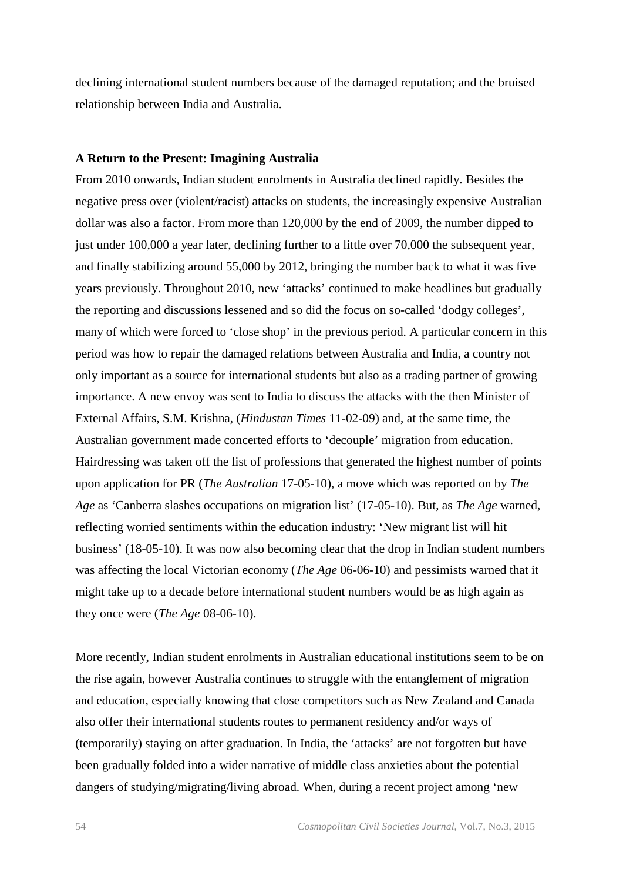declining international student numbers because of the damaged reputation; and the bruised relationship between India and Australia.

## A Return to the Present: Imagining Australia

From 2010 onwards, Indian student enrolments in Australia declined rapidly. Besides the negative press over (violent/racist) attacks on students, the increasingly expensive Australian dollar was also a factor. From more than 120,000 by the end of 2009, the number dipped to just under 100,000 a year later, declining further to a little over 70,000 the subsequent year, and finally stabilizing around 55,000 by 2012, bringing the number back to what it was five years previously. Throughout 2010, new 'attacks' continued to make headlines but gradually the reporting and discussions lessened and so did the focus on so-called 'dodgy colleges', many of which were forced to 'close shop' in the previous period. A particular concern in this period was how to repair the damaged relations between Australia and India, a country not only important as a source for international students but also as a trading partner of growing importance. A new envoy was sent to India to discuss the attacks with the then Minister of External Affairs, S.M. Krishna, (*Hindustan Times* 11-02-09) and, at the same time, the Australian government made concerted efforts to 'decouple' migration from education. Hairdressing was taken off the list of professions that generated the highest number of points upon application for PR (*The Australian* 17-05-10), a move which was reported on by *The Age* as 'Canberra slashes occupations on migration list' (17-05-10). But, as *The Age* warned, reflecting worried sentiments within the education industry: 'New migrant list will hit business' (18-05-10). It was now also becoming clear that the drop in Indian student numbers was affecting the local Victorian economy (*The Age* 06-06-10) and pessimists warned that it might take up to a decade before international student numbers would be as high again as they once were (*The Age* 08-06-10).

More recently, Indian student enrolments in Australian educational institutions seem to be on the rise again, however Australia continues to struggle with the entanglement of migration and education, especially knowing that close competitors such as New Zealand and Canada also offer their international students routes to permanent residency and/or ways of (temporarily) staying on after graduation. In India, the 'attacks' are not forgotten but have been gradually folded into a wider narrative of middle class anxieties about the potential dangers of studying/migrating/living abroad. When, during a recent project among 'new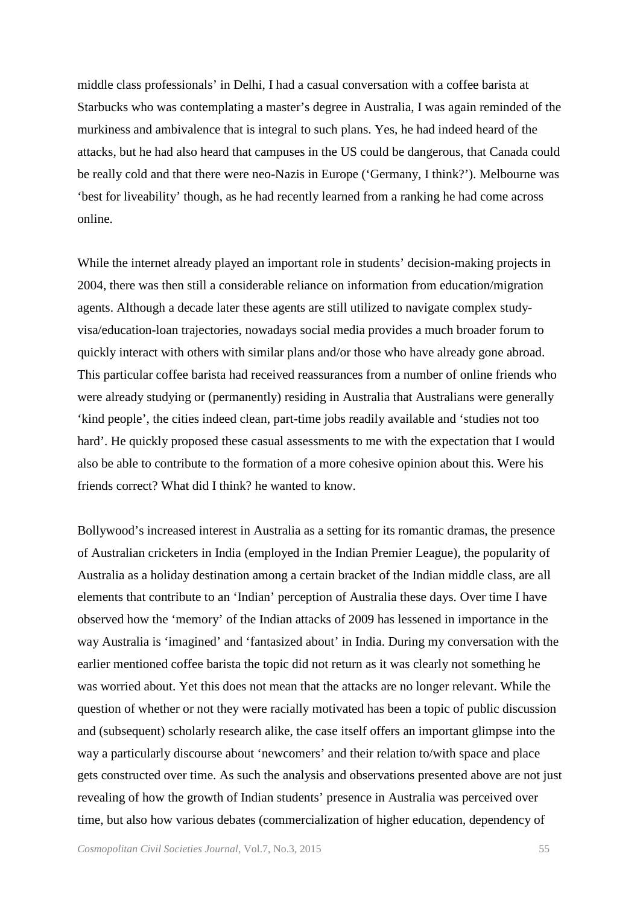middle class professionals' in Delhi, I had a casual conversation with a coffee barista at Starbucks who was contemplating a master's degree in Australia, I was again reminded of the murkiness and ambivalence that is integral to such plans. Yes, he had indeed heard of the attacks, but he had also heard that campuses in the US could be dangerous, that Canada could be really cold and that there were neo-Nazis in Europe ('Germany, I think?'). Melbourne was 'best for liveability' though, as he had recently learned from a ranking he had come across online.

While the internet already played an important role in students' decision-making projects in 2004, there was then still a considerable reliance on information from education/migration agents. Although a decade later these agents are still utilized to navigate complex study-visa/education-loan trajectories, nowadays social media provides a much broader forum to quickly interact with others with similar plans and/or those who have already gone abroad. This particular coffee barista had received reassurances from a number of online friends who were already studying or (permanently) residing in Australia that Australians were generally 'kind people', the cities indeed clean, part-time jobs readily available and 'studies not too hard'. He quickly proposed these casual assessments to me with the expectation that I would also be able to contribute to the formation of a more cohesive opinion about this. Were his friends correct? What did I think? he wanted to know.

Bollywood's increased interest in Australia as a setting for its romantic dramas, the presence of Australian cricketers in India (employed in the Indian Premier League), the popularity of Australia as a holiday destination among a certain bracket of the Indian middle class, are all elements that contribute to an 'Indian' perception of Australia these days. Over time I have observed how the 'memory' of the Indian attacks of 2009 has lessened in importance in the way Australia is 'imagined' and 'fantasized about' in India. During my conversation with the earlier mentioned coffee barista the topic did not return as it was clearly not something he was worried about. Yet this does not mean that the attacks are no longer relevant. While the question of whether or not they were racially motivated has been a topic of public discussion and (subsequent) scholarly research alike, the case itself offers an important glimpse into the way a particularly discourse about 'newcomers' and their relation to/with space and place gets constructed over time. As such the analysis and observations presented above are not just revealing of how the growth of Indian students' presence in Australia was perceived over time, but also how various debates (commercialization of higher education, dependency of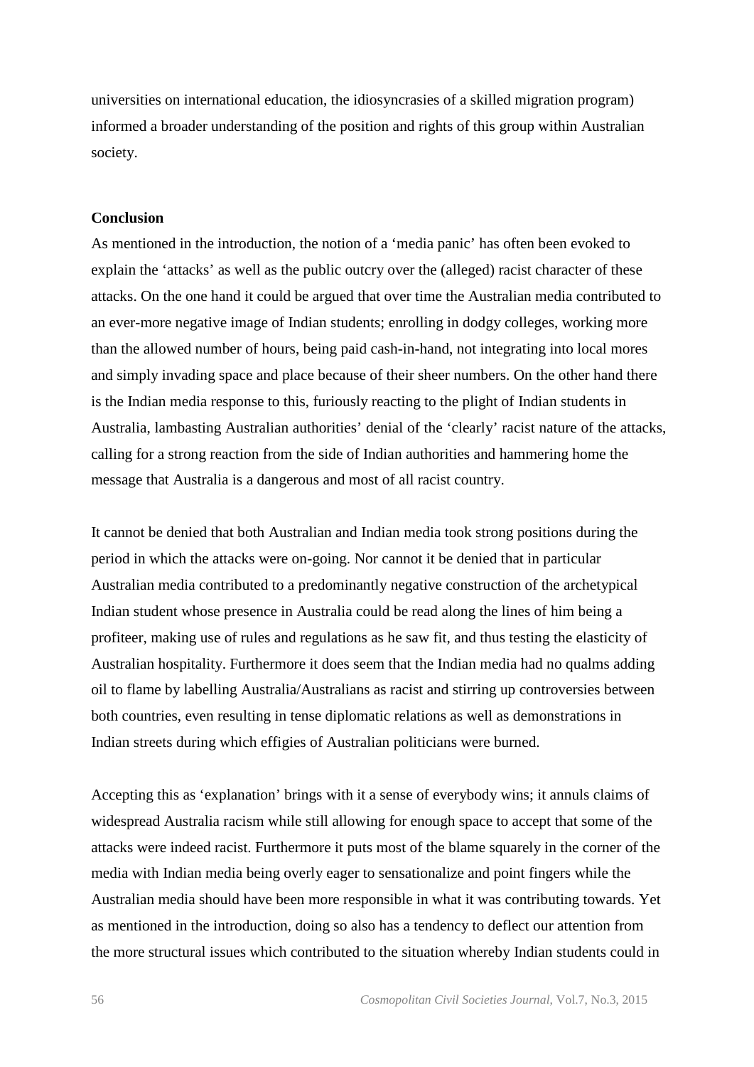universities on international education, the idiosyncrasies of a skilled migration program) informed a broader understanding of the position and rights of this group within Australian society.

## Conclusion

As mentioned in the introduction, the notion of a 'media panic' has often been evoked to explain the 'attacks' as well as the public outcry over the (alleged) racist character of these attacks. On the one hand it could be argued that over time the Australian media contributed to an ever-more negative image of Indian students; enrolling in dodgy colleges, working more than the allowed number of hours, being paid cash-in-hand, not integrating into local mores and simply invading space and place because of their sheer numbers. On the other hand there is the Indian media response to this, furiously reacting to the plight of Indian students in Australia, lambasting Australian authorities' denial of the 'clearly' racist nature of the attacks, calling for a strong reaction from the side of Indian authorities and hammering home the message that Australia is a dangerous and most of all racist country.

It cannot be denied that both Australian and Indian media took strong positions during the period in which the attacks were on-going. Nor cannot it be denied that in particular Australian media contributed to a predominantly negative construction of the archetypical Indian student whose presence in Australia could be read along the lines of him being a profiteer, making use of rules and regulations as he saw fit, and thus testing the elasticity of Australian hospitality. Furthermore it does seem that the Indian media had no qualms adding oil to flame by labelling Australia/Australians as racist and stirring up controversies between both countries, even resulting in tense diplomatic relations as well as demonstrations in Indian streets during which effigies of Australian politicians were burned.

Accepting this as 'explanation' brings with it a sense of everybody wins; it annuls claims of widespread Australia racism while still allowing for enough space to accept that some of the attacks were indeed racist. Furthermore it puts most of the blame squarely in the corner of the media with Indian media being overly eager to sensationalize and point fingers while the Australian media should have been more responsible in what it was contributing towards. Yet as mentioned in the introduction, doing so also has a tendency to deflect our attention from the more structural issues which contributed to the situation whereby Indian students could in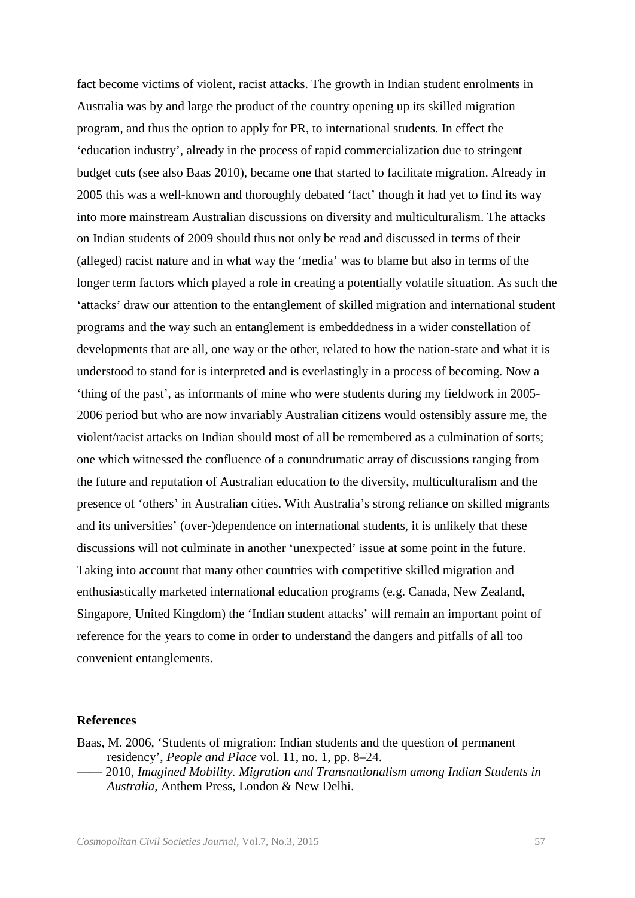fact become victims of violent, racist attacks. The growth in Indian student enrolments in Australia was by and large the product of the country opening up its skilled migration program, and thus the option to apply for PR, to international students. In effect the 'education industry', already in the process of rapid commercialization due to stringent budget cuts (see also Baas 2010), became one that started to facilitate migration. Already in 2005 this was a well-known and thoroughly debated 'fact' though it had yet to find its way into more mainstream Australian discussions on diversity and multiculturalism. The attacks on Indian students of 2009 should thus not only be read and discussed in terms of their (alleged) racist nature and in what way the 'media' was to blame but also in terms of the longer term factors which played a role in creating a potentially volatile situation. As such the 'attacks' draw our attention to the entanglement of skilled migration and international student programs and the way such an entanglement is embeddedness in a wider constellation of developments that are all, one way or the other, related to how the nation-state and what it is understood to stand for is interpreted and is everlastingly in a process of becoming. Now a 'thing of the past', as informants of mine who were students during my fieldwork in 2005-2006 period but who are now invariably Australian citizens would ostensibly assure me, the violent/racist attacks on Indian should most of all be remembered as a culmination of sorts; one which witnessed the confluence of a conundrumatic array of discussions ranging from the future and reputation of Australian education to the diversity, multiculturalism and the presence of 'others' in Australian cities. With Australia's strong reliance on skilled migrants and its universities' (over-)dependence on international students, it is unlikely that these discussions will not culminate in another 'unexpected' issue at some point in the future. Taking into account that many other countries with competitive skilled migration and enthusiastically marketed international education programs (e.g. Canada, New Zealand, Singapore, United Kingdom) the 'Indian student attacks' will remain an important point of reference for the years to come in order to understand the dangers and pitfalls of all too convenient entanglements.

## References

Baas, M. 2006, 'Students of migration: Indian students and the question of permanent residency', *People and Place* vol. 11, no. 1, pp. 8–24.

—— 2010, *Imagined Mobility. Migration and Transnationalism among Indian Students in Australia*, Anthem Press, London & New Delhi.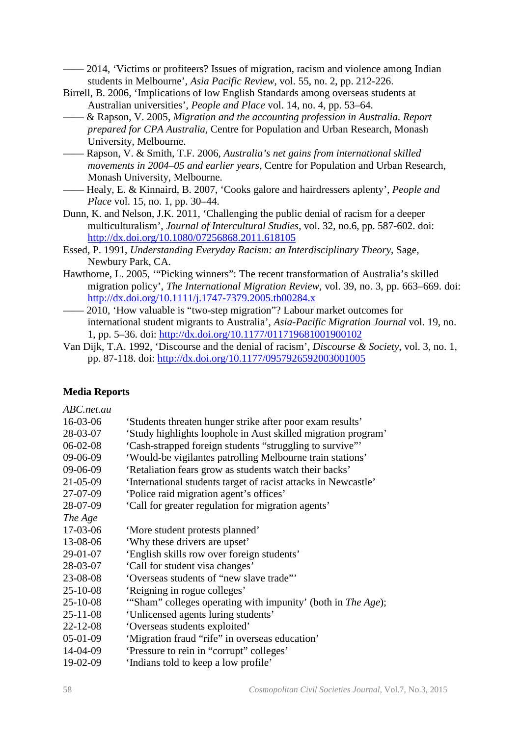—— 2014, 'Victims or profiteers? Issues of migration, racism and violence among Indian students in Melbourne', *Asia Pacific Review*, vol. 55, no. 2, pp. 212-226.

Birrell, B. 2006, 'Implications of low English Standards among overseas students at Australian universities', *People and Place* vol. 14, no. 4, pp. 53–64.

—— & Rapson, V. 2005, *Migration and the accounting profession in Australia. Report prepared for CPA Australia*, Centre for Population and Urban Research, Monash University, Melbourne.

—— Rapson, V. & Smith, T.F. 2006, *Australia's net gains from international skilled movements in 2004–05 and earlier years*, Centre for Population and Urban Research, Monash University, Melbourne.

—— Healy, E. & Kinnaird, B. 2007, 'Cooks galore and hairdressers aplenty', *People and Place* vol. 15, no. 1, pp. 30–44.

Dunn, K. and Nelson, J.K. 2011, 'Challenging the public denial of racism for a deeper multiculturalism', *Journal of Intercultural Studies*, vol. 32, no.6, pp. 587-602. doi: http://dx.doi.org/10.1080/07256868.2011.618105

Essed, P. 1991, *Understanding Everyday Racism: an Interdisciplinary Theory*, Sage, Newbury Park, CA.

Hawthorne, L. 2005, '"Picking winners": The recent transformation of Australia's skilled migration policy', *The International Migration Review*, vol. 39, no. 3, pp. 663–669. doi: http://dx.doi.org/10.1111/j.1747-7379.2005.tb00284.x

—— 2010, 'How valuable is "two-step migration"? Labour market outcomes for international student migrants to Australia', *Asia-Pacific Migration Journal* vol. 19, no. 1, pp. 5–36. doi: http://dx.doi.org/10.1177/011719681001900102

Van Dijk, T.A. 1992, 'Discourse and the denial of racism', *Discourse & Society*, vol. 3, no. 1, pp. 87-118. doi: http://dx.doi.org/10.1177/0957926592003001005

**Media Reports**

*ABC.net.au*

| | |
|---|---|
| 16-03-06 | 'Students threaten hunger strike after poor exam results' |
| 28-03-07 | 'Study highlights loophole in Aust skilled migration program' |
| 06-02-08 | 'Cash-strapped foreign students "struggling to survive"' |
| 09-06-09 | 'Would-be vigilantes patrolling Melbourne train stations' |
| 09-06-09 | 'Retaliation fears grow as students watch their backs' |
| 21-05-09 | 'International students target of racist attacks in Newcastle' |
| 27-07-09 | 'Police raid migration agent's offices' |
| 28-07-09 | 'Call for greater regulation for migration agents' |

*The Age*

| | |
|---|---|
| 17-03-06 | 'More student protests planned' |
| 13-08-06 | 'Why these drivers are upset' |
| 29-01-07 | 'English skills row over foreign students' |
| 28-03-07 | 'Call for student visa changes' |
| 23-08-08 | 'Overseas students of "new slave trade"' |
| 25-10-08 | 'Reigning in rogue colleges' |
| 25-10-08 | '"Sham" colleges operating with impunity' (both in *The Age*); |
| 25-11-08 | 'Unlicensed agents luring students' |
| 22-12-08 | 'Overseas students exploited' |
| 05-01-09 | 'Migration fraud "rife" in overseas education' |
| 14-04-09 | 'Pressure to rein in "corrupt" colleges' |
| 19-02-09 | 'Indians told to keep a low profile' |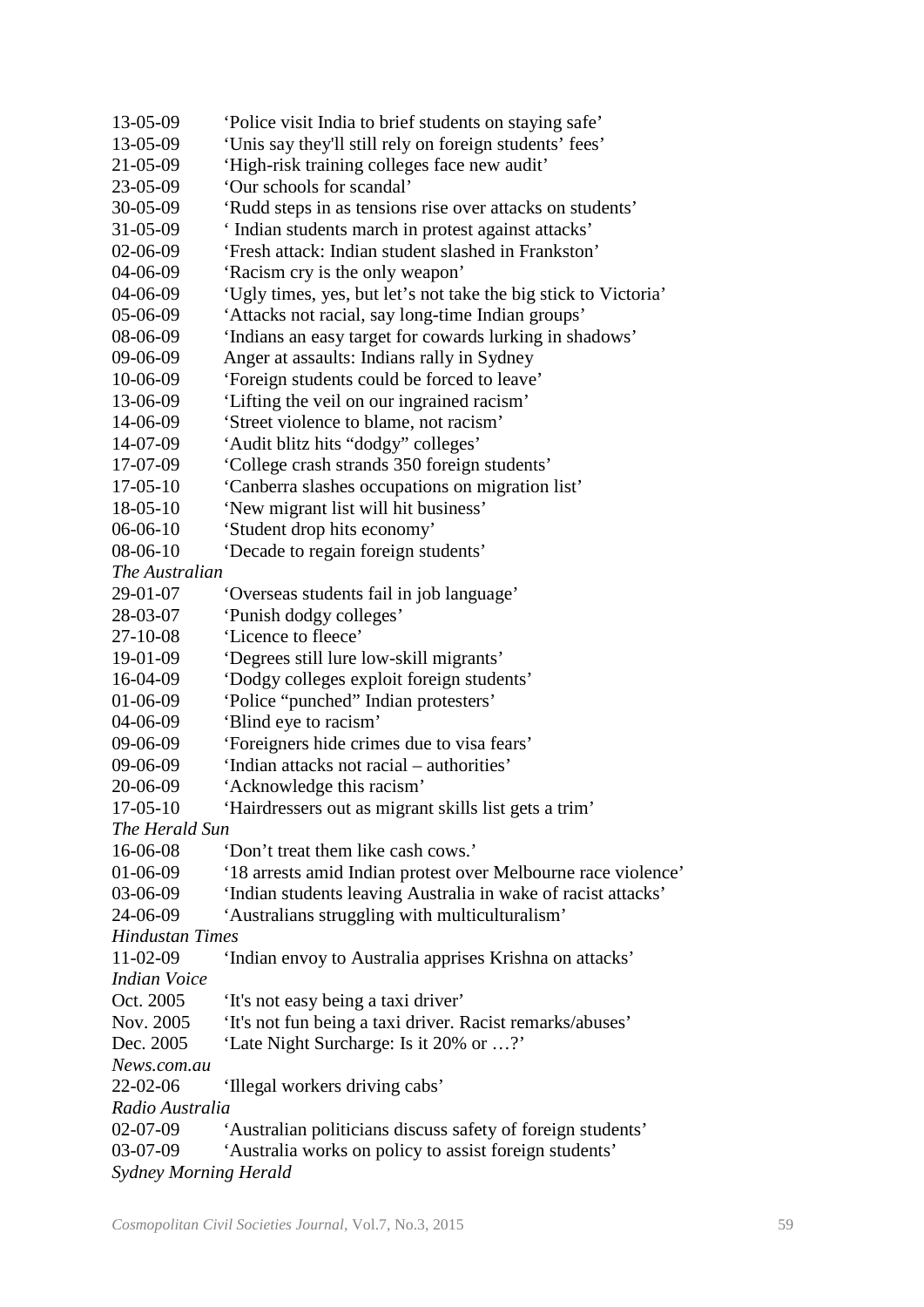13-05-09 'Police visit India to brief students on staying safe'
13-05-09 'Unis say they'll still rely on foreign students' fees'
21-05-09 'High-risk training colleges face new audit'
23-05-09 'Our schools for scandal'
30-05-09 'Rudd steps in as tensions rise over attacks on students'
31-05-09 ' Indian students march in protest against attacks'
02-06-09 'Fresh attack: Indian student slashed in Frankston'
04-06-09 'Racism cry is the only weapon'
04-06-09 'Ugly times, yes, but let's not take the big stick to Victoria'
05-06-09 'Attacks not racial, say long-time Indian groups'
08-06-09 'Indians an easy target for cowards lurking in shadows'
09-06-09 Anger at assaults: Indians rally in Sydney
10-06-09 'Foreign students could be forced to leave'
13-06-09 'Lifting the veil on our ingrained racism'
14-06-09 'Street violence to blame, not racism'
14-07-09 'Audit blitz hits "dodgy" colleges'
17-07-09 'College crash strands 350 foreign students'
17-05-10 'Canberra slashes occupations on migration list'
18-05-10 'New migrant list will hit business'
06-06-10 'Student drop hits economy'
08-06-10 'Decade to regain foreign students'

*The Australian*

29-01-07 'Overseas students fail in job language'
28-03-07 'Punish dodgy colleges'
27-10-08 'Licence to fleece'
19-01-09 'Degrees still lure low-skill migrants'
16-04-09 'Dodgy colleges exploit foreign students'
01-06-09 'Police "punched" Indian protesters'
04-06-09 'Blind eye to racism'
09-06-09 'Foreigners hide crimes due to visa fears'
09-06-09 'Indian attacks not racial – authorities'
20-06-09 'Acknowledge this racism'
17-05-10 'Hairdressers out as migrant skills list gets a trim'

*The Herald Sun*

16-06-08 'Don't treat them like cash cows.'
01-06-09 '18 arrests amid Indian protest over Melbourne race violence'
03-06-09 'Indian students leaving Australia in wake of racist attacks'
24-06-09 'Australians struggling with multiculturalism'

*Hindustan Times*

11-02-09 'Indian envoy to Australia apprises Krishna on attacks'

*Indian Voice*

Oct. 2005 'It's not easy being a taxi driver'
Nov. 2005 'It's not fun being a taxi driver. Racist remarks/abuses'
Dec. 2005 'Late Night Surcharge: Is it 20% or …?'

*News.com.au*

22-02-06 'Illegal workers driving cabs'

*Radio Australia*

02-07-09 'Australian politicians discuss safety of foreign students'
03-07-09 'Australia works on policy to assist foreign students'

*Sydney Morning Herald*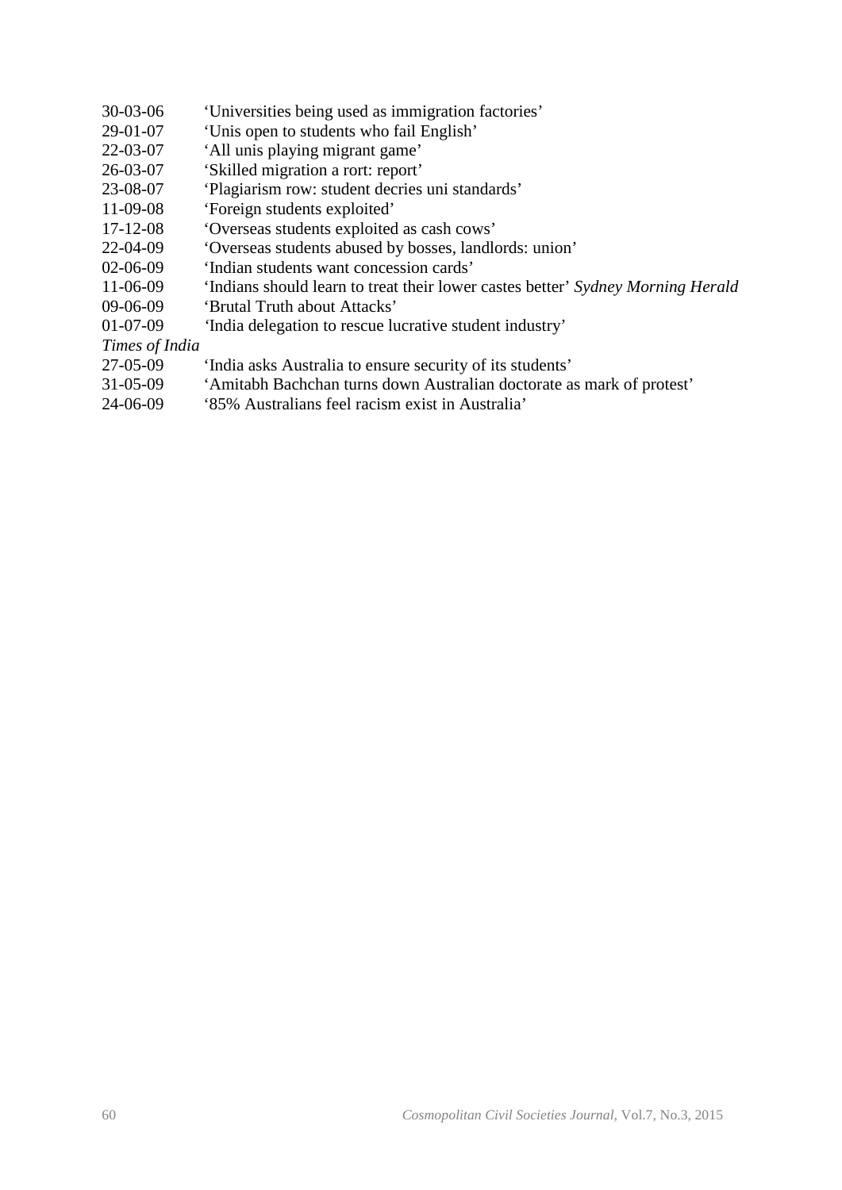30-03-06 'Universities being used as immigration factories'

29-01-07 'Unis open to students who fail English'

22-03-07 'All unis playing migrant game'

26-03-07 'Skilled migration a rort: report'

23-08-07 'Plagiarism row: student decries uni standards'

11-09-08 'Foreign students exploited'

17-12-08 'Overseas students exploited as cash cows'

22-04-09 'Overseas students abused by bosses, landlords: union'

02-06-09 'Indian students want concession cards'

11-06-09 'Indians should learn to treat their lower castes better' *Sydney Morning Herald*

09-06-09 'Brutal Truth about Attacks'

01-07-09 'India delegation to rescue lucrative student industry'

*Times of India*

27-05-09 'India asks Australia to ensure security of its students'

31-05-09 'Amitabh Bachchan turns down Australian doctorate as mark of protest'

24-06-09 '85% Australians feel racism exist in Australia'